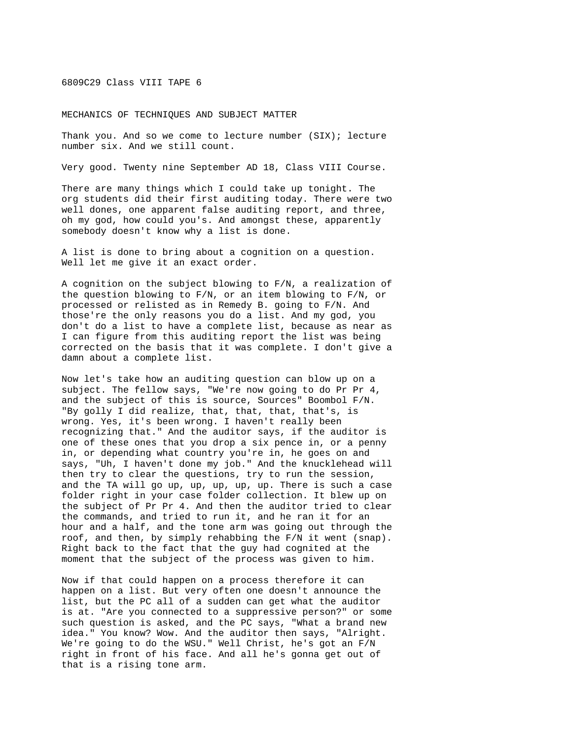6809C29 Class VIII TAPE 6

MECHANICS OF TECHNIQUES AND SUBJECT MATTER

Thank you. And so we come to lecture number (SIX); lecture number six. And we still count.

Very good. Twenty nine September AD 18, Class VIII Course.

There are many things which I could take up tonight. The org students did their first auditing today. There were two well dones, one apparent false auditing report, and three, oh my god, how could you's. And amongst these, apparently somebody doesn't know why a list is done.

A list is done to bring about a cognition on a question. Well let me give it an exact order.

A cognition on the subject blowing to F/N, a realization of the question blowing to F/N, or an item blowing to F/N, or processed or relisted as in Remedy B. going to F/N. And those're the only reasons you do a list. And my god, you don't do a list to have a complete list, because as near as I can figure from this auditing report the list was being corrected on the basis that it was complete. I don't give a damn about a complete list.

Now let's take how an auditing question can blow up on a subject. The fellow says, "We're now going to do Pr Pr 4, and the subject of this is source, Sources" Boombol F/N. "By golly I did realize, that, that, that, that's, is wrong. Yes, it's been wrong. I haven't really been recognizing that." And the auditor says, if the auditor is one of these ones that you drop a six pence in, or a penny in, or depending what country you're in, he goes on and says, "Uh, I haven't done my job." And the knucklehead will then try to clear the questions, try to run the session, and the TA will go up, up, up, up, up. There is such a case folder right in your case folder collection. It blew up on the subject of Pr Pr 4. And then the auditor tried to clear the commands, and tried to run it, and he ran it for an hour and a half, and the tone arm was going out through the roof, and then, by simply rehabbing the F/N it went (snap). Right back to the fact that the guy had cognited at the moment that the subject of the process was given to him.

Now if that could happen on a process therefore it can happen on a list. But very often one doesn't announce the list, but the PC all of a sudden can get what the auditor is at. "Are you connected to a suppressive person?" or some such question is asked, and the PC says, "What a brand new idea." You know? Wow. And the auditor then says, "Alright. We're going to do the WSU." Well Christ, he's got an F/N right in front of his face. And all he's gonna get out of that is a rising tone arm.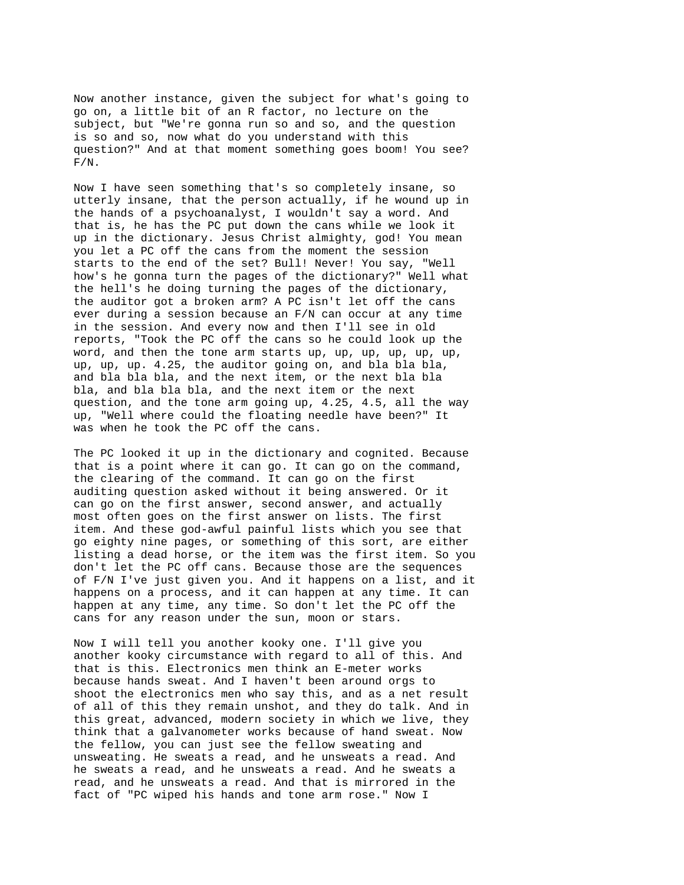Now another instance, given the subject for what's going to go on, a little bit of an R factor, no lecture on the subject, but "We're gonna run so and so, and the question is so and so, now what do you understand with this question?" And at that moment something goes boom! You see? F/N.

Now I have seen something that's so completely insane, so utterly insane, that the person actually, if he wound up in the hands of a psychoanalyst, I wouldn't say a word. And that is, he has the PC put down the cans while we look it up in the dictionary. Jesus Christ almighty, god! You mean you let a PC off the cans from the moment the session starts to the end of the set? Bull! Never! You say, "Well how's he gonna turn the pages of the dictionary?" Well what the hell's he doing turning the pages of the dictionary, the auditor got a broken arm? A PC isn't let off the cans ever during a session because an F/N can occur at any time in the session. And every now and then I'll see in old reports, "Took the PC off the cans so he could look up the word, and then the tone arm starts up, up, up, up, up, up, up, up, up. 4.25, the auditor going on, and bla bla bla, and bla bla bla, and the next item, or the next bla bla bla, and bla bla bla, and the next item or the next question, and the tone arm going up, 4.25, 4.5, all the way up, "Well where could the floating needle have been?" It was when he took the PC off the cans.

The PC looked it up in the dictionary and cognited. Because that is a point where it can go. It can go on the command, the clearing of the command. It can go on the first auditing question asked without it being answered. Or it can go on the first answer, second answer, and actually most often goes on the first answer on lists. The first item. And these god-awful painful lists which you see that go eighty nine pages, or something of this sort, are either listing a dead horse, or the item was the first item. So you don't let the PC off cans. Because those are the sequences of F/N I've just given you. And it happens on a list, and it happens on a process, and it can happen at any time. It can happen at any time, any time. So don't let the PC off the cans for any reason under the sun, moon or stars.

Now I will tell you another kooky one. I'll give you another kooky circumstance with regard to all of this. And that is this. Electronics men think an E-meter works because hands sweat. And I haven't been around orgs to shoot the electronics men who say this, and as a net result of all of this they remain unshot, and they do talk. And in this great, advanced, modern society in which we live, they think that a galvanometer works because of hand sweat. Now the fellow, you can just see the fellow sweating and unsweating. He sweats a read, and he unsweats a read. And he sweats a read, and he unsweats a read. And he sweats a read, and he unsweats a read. And that is mirrored in the fact of "PC wiped his hands and tone arm rose." Now I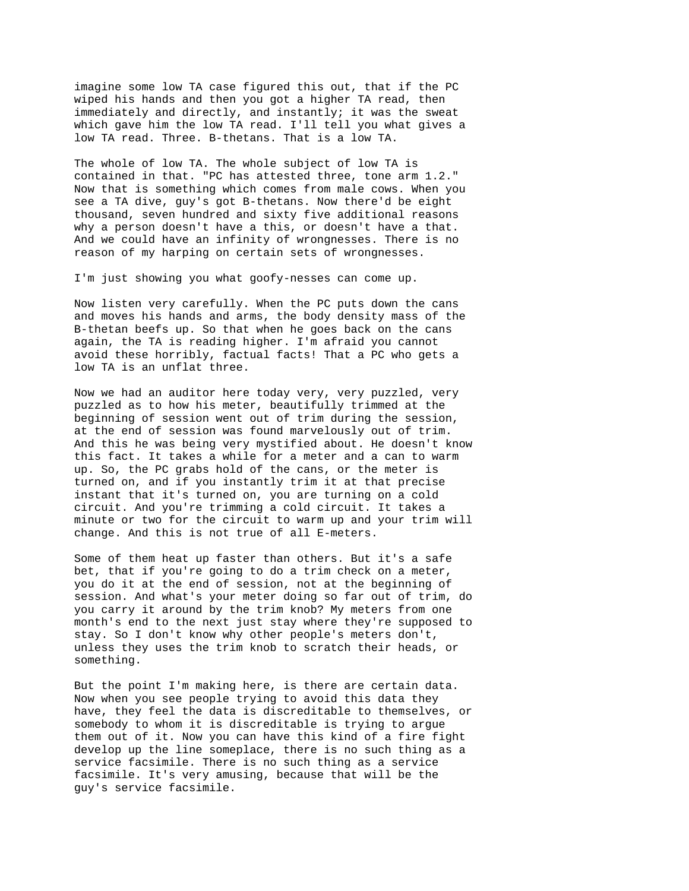imagine some low TA case figured this out, that if the PC wiped his hands and then you got a higher TA read, then immediately and directly, and instantly; it was the sweat which gave him the low TA read. I'll tell you what gives a low TA read. Three. B-thetans. That is a low TA.

The whole of low TA. The whole subject of low TA is contained in that. "PC has attested three, tone arm 1.2." Now that is something which comes from male cows. When you see a TA dive, guy's got B-thetans. Now there'd be eight thousand, seven hundred and sixty five additional reasons why a person doesn't have a this, or doesn't have a that. And we could have an infinity of wrongnesses. There is no reason of my harping on certain sets of wrongnesses.

I'm just showing you what goofy-nesses can come up.

Now listen very carefully. When the PC puts down the cans and moves his hands and arms, the body density mass of the B-thetan beefs up. So that when he goes back on the cans again, the TA is reading higher. I'm afraid you cannot avoid these horribly, factual facts! That a PC who gets a low TA is an unflat three.

Now we had an auditor here today very, very puzzled, very puzzled as to how his meter, beautifully trimmed at the beginning of session went out of trim during the session, at the end of session was found marvelously out of trim. And this he was being very mystified about. He doesn't know this fact. It takes a while for a meter and a can to warm up. So, the PC grabs hold of the cans, or the meter is turned on, and if you instantly trim it at that precise instant that it's turned on, you are turning on a cold circuit. And you're trimming a cold circuit. It takes a minute or two for the circuit to warm up and your trim will change. And this is not true of all E-meters.

Some of them heat up faster than others. But it's a safe bet, that if you're going to do a trim check on a meter, you do it at the end of session, not at the beginning of session. And what's your meter doing so far out of trim, do you carry it around by the trim knob? My meters from one month's end to the next just stay where they're supposed to stay. So I don't know why other people's meters don't, unless they uses the trim knob to scratch their heads, or something.

But the point I'm making here, is there are certain data. Now when you see people trying to avoid this data they have, they feel the data is discreditable to themselves, or somebody to whom it is discreditable is trying to argue them out of it. Now you can have this kind of a fire fight develop up the line someplace, there is no such thing as a service facsimile. There is no such thing as a service facsimile. It's very amusing, because that will be the guy's service facsimile.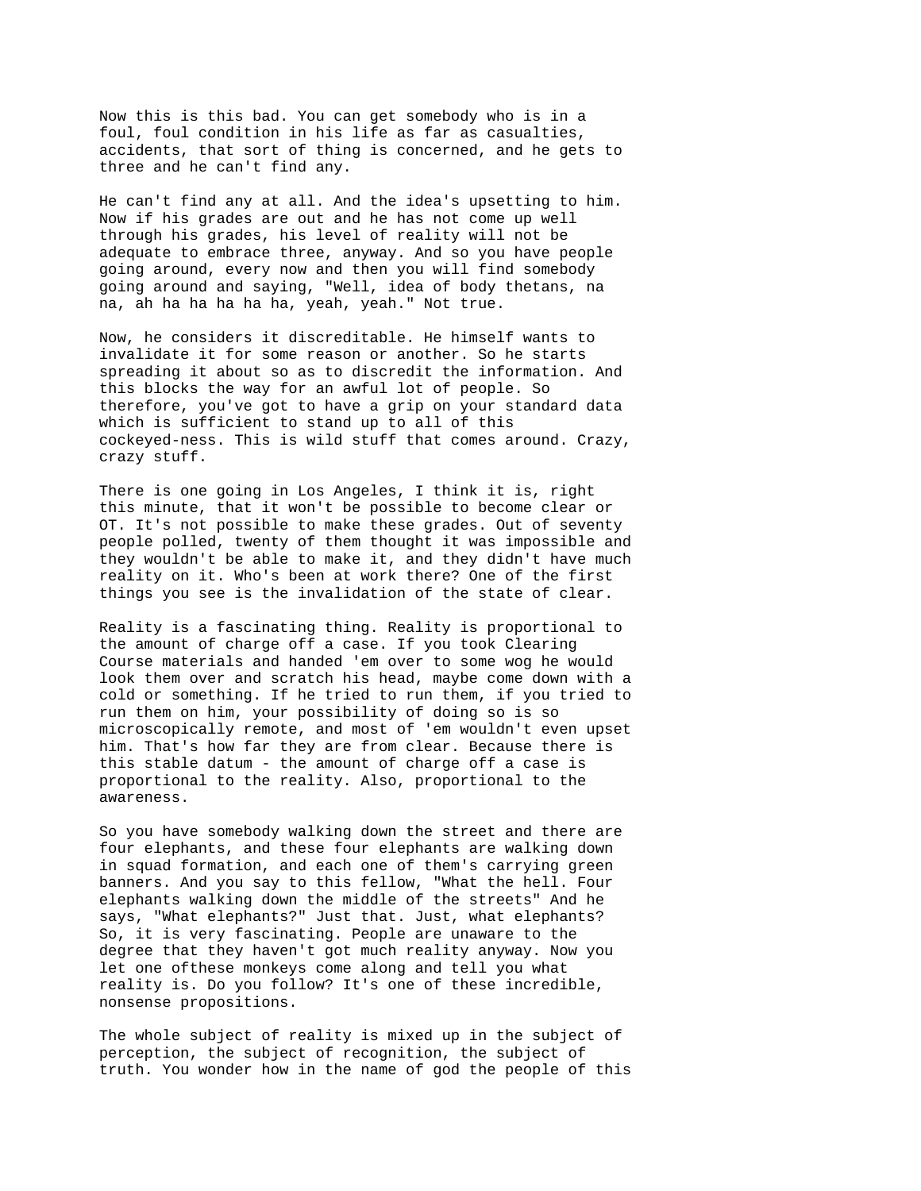Now this is this bad. You can get somebody who is in a foul, foul condition in his life as far as casualties, accidents, that sort of thing is concerned, and he gets to three and he can't find any.

He can't find any at all. And the idea's upsetting to him. Now if his grades are out and he has not come up well through his grades, his level of reality will not be adequate to embrace three, anyway. And so you have people going around, every now and then you will find somebody going around and saying, "Well, idea of body thetans, na na, ah ha ha ha ha ha, yeah, yeah." Not true.

Now, he considers it discreditable. He himself wants to invalidate it for some reason or another. So he starts spreading it about so as to discredit the information. And this blocks the way for an awful lot of people. So therefore, you've got to have a grip on your standard data which is sufficient to stand up to all of this cockeyed-ness. This is wild stuff that comes around. Crazy, crazy stuff.

There is one going in Los Angeles, I think it is, right this minute, that it won't be possible to become clear or OT. It's not possible to make these grades. Out of seventy people polled, twenty of them thought it was impossible and they wouldn't be able to make it, and they didn't have much reality on it. Who's been at work there? One of the first things you see is the invalidation of the state of clear.

Reality is a fascinating thing. Reality is proportional to the amount of charge off a case. If you took Clearing Course materials and handed 'em over to some wog he would look them over and scratch his head, maybe come down with a cold or something. If he tried to run them, if you tried to run them on him, your possibility of doing so is so microscopically remote, and most of 'em wouldn't even upset him. That's how far they are from clear. Because there is this stable datum - the amount of charge off a case is proportional to the reality. Also, proportional to the awareness.

So you have somebody walking down the street and there are four elephants, and these four elephants are walking down in squad formation, and each one of them's carrying green banners. And you say to this fellow, "What the hell. Four elephants walking down the middle of the streets" And he says, "What elephants?" Just that. Just, what elephants? So, it is very fascinating. People are unaware to the degree that they haven't got much reality anyway. Now you let one ofthese monkeys come along and tell you what reality is. Do you follow? It's one of these incredible, nonsense propositions.

The whole subject of reality is mixed up in the subject of perception, the subject of recognition, the subject of truth. You wonder how in the name of god the people of this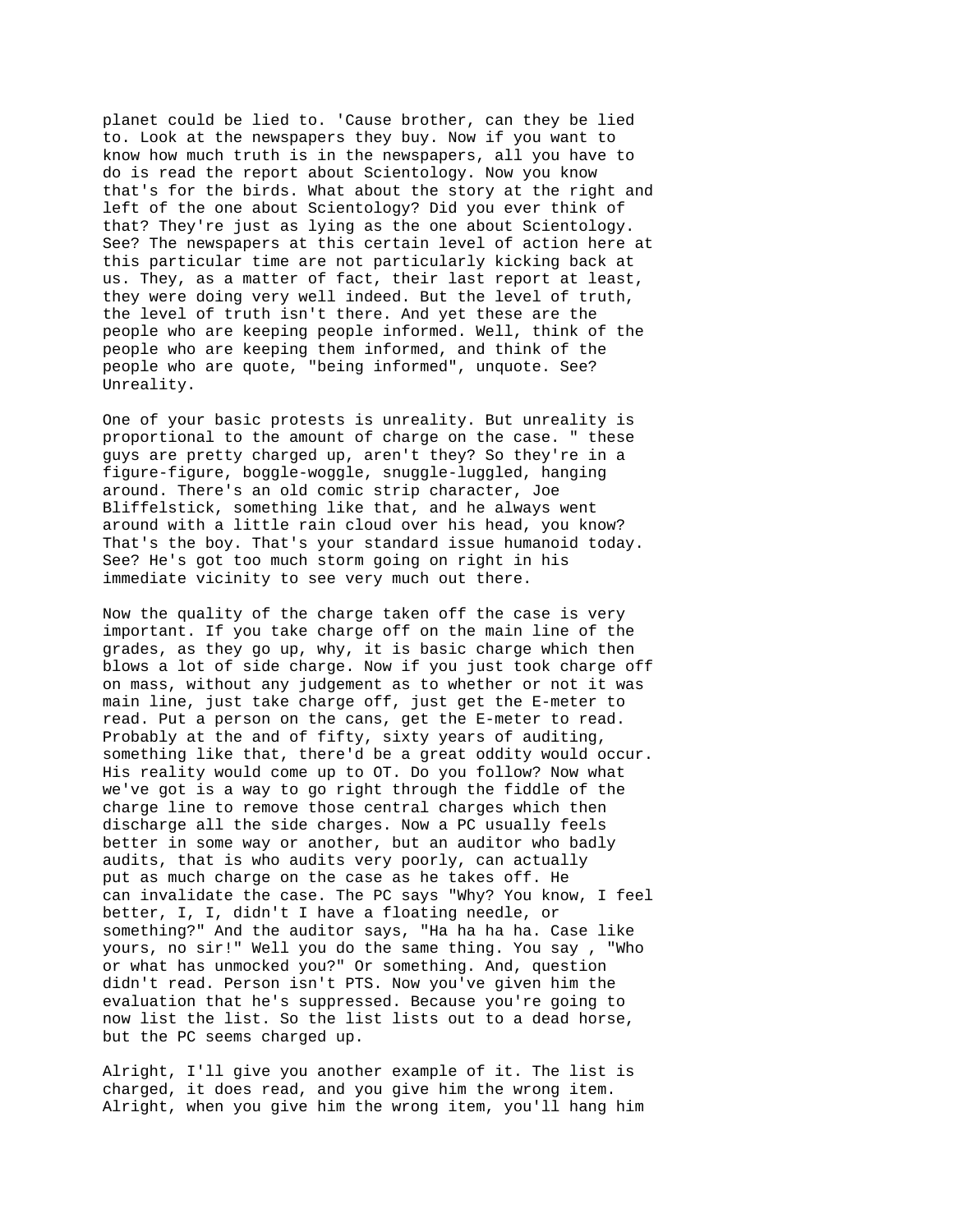planet could be lied to. 'Cause brother, can they be lied to. Look at the newspapers they buy. Now if you want to know how much truth is in the newspapers, all you have to do is read the report about Scientology. Now you know that's for the birds. What about the story at the right and left of the one about Scientology? Did you ever think of that? They're just as lying as the one about Scientology. See? The newspapers at this certain level of action here at this particular time are not particularly kicking back at us. They, as a matter of fact, their last report at least, they were doing very well indeed. But the level of truth, the level of truth isn't there. And yet these are the people who are keeping people informed. Well, think of the people who are keeping them informed, and think of the people who are quote, "being informed", unquote. See? Unreality.

One of your basic protests is unreality. But unreality is proportional to the amount of charge on the case. " these guys are pretty charged up, aren't they? So they're in a figure-figure, boggle-woggle, snuggle-luggled, hanging around. There's an old comic strip character, Joe Bliffelstick, something like that, and he always went around with a little rain cloud over his head, you know? That's the boy. That's your standard issue humanoid today. See? He's got too much storm going on right in his immediate vicinity to see very much out there.

Now the quality of the charge taken off the case is very important. If you take charge off on the main line of the grades, as they go up, why, it is basic charge which then blows a lot of side charge. Now if you just took charge off on mass, without any judgement as to whether or not it was main line, just take charge off, just get the E-meter to read. Put a person on the cans, get the E-meter to read. Probably at the and of fifty, sixty years of auditing, something like that, there'd be a great oddity would occur. His reality would come up to OT. Do you follow? Now what we've got is a way to go right through the fiddle of the charge line to remove those central charges which then discharge all the side charges. Now a PC usually feels better in some way or another, but an auditor who badly audits, that is who audits very poorly, can actually put as much charge on the case as he takes off. He can invalidate the case. The PC says "Why? You know, I feel better, I, I, didn't I have a floating needle, or something?" And the auditor says, "Ha ha ha ha. Case like yours, no sir!" Well you do the same thing. You say , "Who or what has unmocked you?" Or something. And, question didn't read. Person isn't PTS. Now you've given him the evaluation that he's suppressed. Because you're going to now list the list. So the list lists out to a dead horse, but the PC seems charged up.

Alright, I'll give you another example of it. The list is charged, it does read, and you give him the wrong item. Alright, when you give him the wrong item, you'll hang him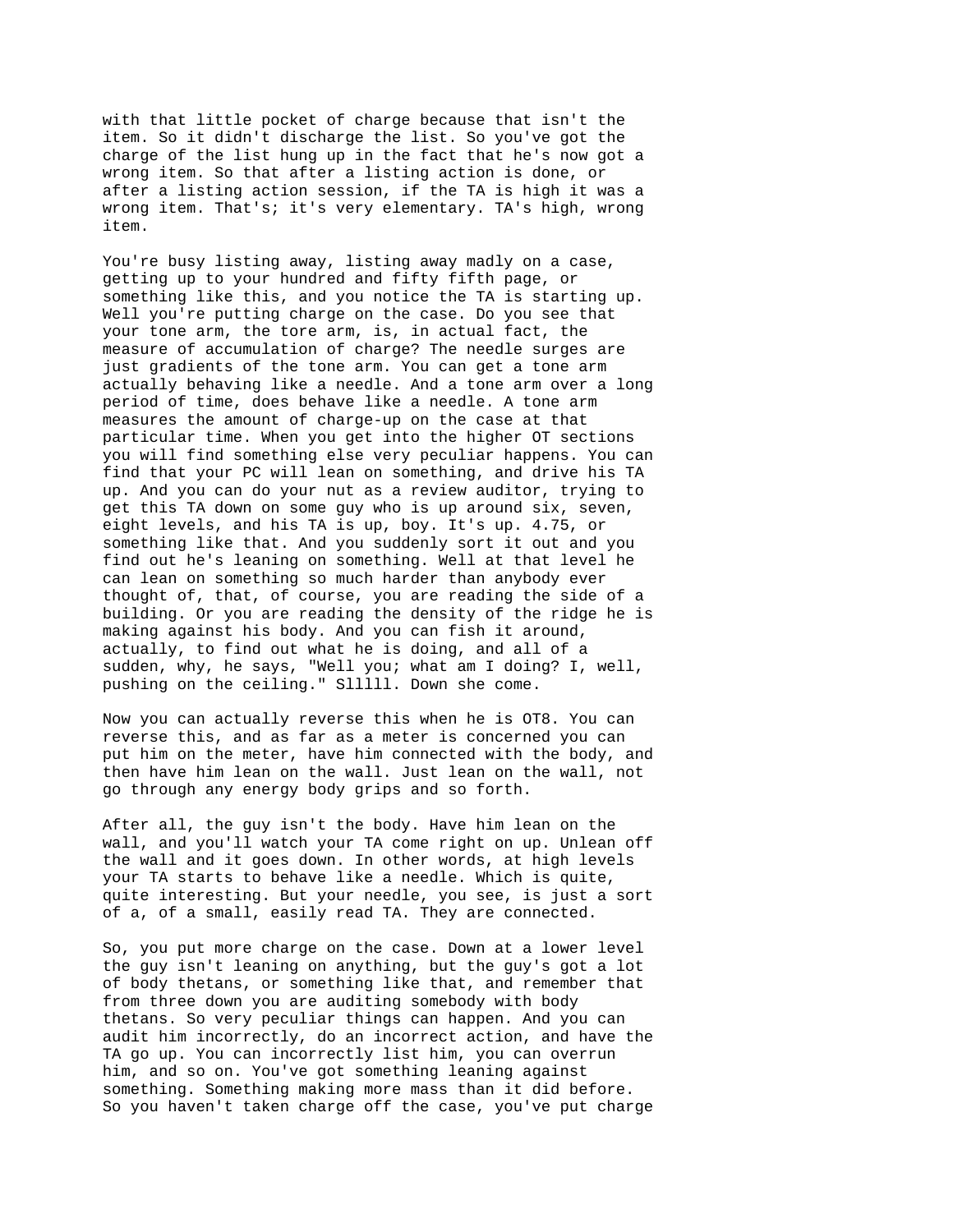with that little pocket of charge because that isn't the item. So it didn't discharge the list. So you've got the charge of the list hung up in the fact that he's now got a wrong item. So that after a listing action is done, or after a listing action session, if the TA is high it was a wrong item. That's; it's very elementary. TA's high, wrong item.

You're busy listing away, listing away madly on a case, getting up to your hundred and fifty fifth page, or something like this, and you notice the TA is starting up. Well you're putting charge on the case. Do you see that your tone arm, the tore arm, is, in actual fact, the measure of accumulation of charge? The needle surges are just gradients of the tone arm. You can get a tone arm actually behaving like a needle. And a tone arm over a long period of time, does behave like a needle. A tone arm measures the amount of charge-up on the case at that particular time. When you get into the higher OT sections you will find something else very peculiar happens. You can find that your PC will lean on something, and drive his TA up. And you can do your nut as a review auditor, trying to get this TA down on some guy who is up around six, seven, eight levels, and his TA is up, boy. It's up. 4.75, or something like that. And you suddenly sort it out and you find out he's leaning on something. Well at that level he can lean on something so much harder than anybody ever thought of, that, of course, you are reading the side of a building. Or you are reading the density of the ridge he is making against his body. And you can fish it around, actually, to find out what he is doing, and all of a sudden, why, he says, "Well you; what am I doing? I, well, pushing on the ceiling." Sllllll. Down she come.

Now you can actually reverse this when he is OT8. You can reverse this, and as far as a meter is concerned you can put him on the meter, have him connected with the body, and then have him lean on the wall. Just lean on the wall, not go through any energy body grips and so forth.

After all, the guy isn't the body. Have him lean on the wall, and you'll watch your TA come right on up. Unlean off the wall and it goes down. In other words, at high levels your TA starts to behave like a needle. Which is quite, quite interesting. But your needle, you see, is just a sort of a, of a small, easily read TA. They are connected.

So, you put more charge on the case. Down at a lower level the guy isn't leaning on anything, but the guy's got a lot of body thetans, or something like that, and remember that from three down you are auditing somebody with body thetans. So very peculiar things can happen. And you can audit him incorrectly, do an incorrect action, and have the TA go up. You can incorrectly list him, you can overrun him, and so on. You've got something leaning against something. Something making more mass than it did before. So you haven't taken charge off the case, you've put charge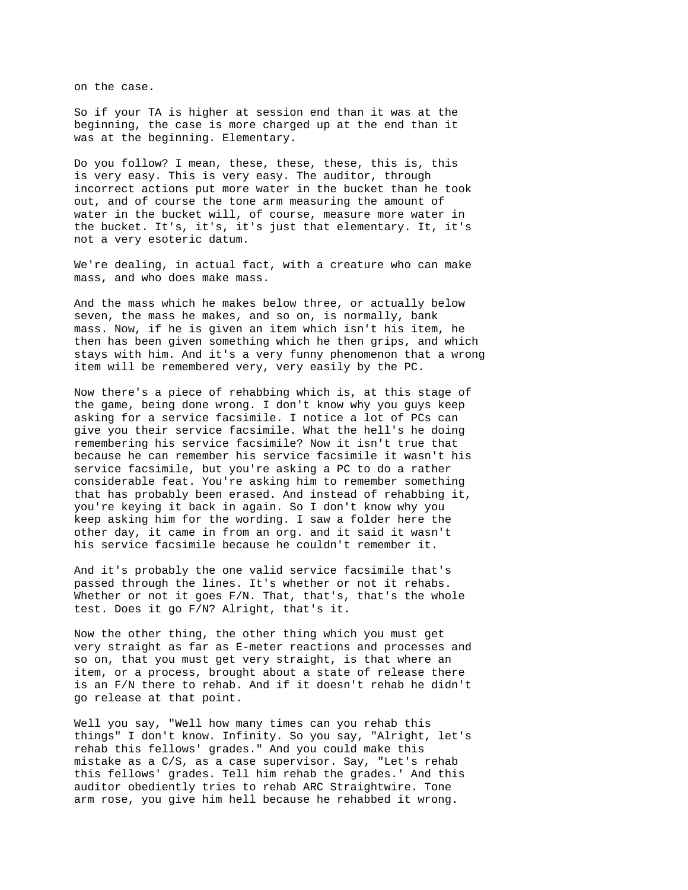on the case.

So if your TA is higher at session end than it was at the beginning, the case is more charged up at the end than it was at the beginning. Elementary.

Do you follow? I mean, these, these, these, this is, this is very easy. This is very easy. The auditor, through incorrect actions put more water in the bucket than he took out, and of course the tone arm measuring the amount of water in the bucket will, of course, measure more water in the bucket. It's, it's, it's just that elementary. It, it's not a very esoteric datum.

We're dealing, in actual fact, with a creature who can make mass, and who does make mass.

And the mass which he makes below three, or actually below seven, the mass he makes, and so on, is normally, bank mass. Now, if he is given an item which isn't his item, he then has been given something which he then grips, and which stays with him. And it's a very funny phenomenon that a wrong item will be remembered very, very easily by the PC.

Now there's a piece of rehabbing which is, at this stage of the game, being done wrong. I don't know why you guys keep asking for a service facsimile. I notice a lot of PCs can give you their service facsimile. What the hell's he doing remembering his service facsimile? Now it isn't true that because he can remember his service facsimile it wasn't his service facsimile, but you're asking a PC to do a rather considerable feat. You're asking him to remember something that has probably been erased. And instead of rehabbing it, you're keying it back in again. So I don't know why you keep asking him for the wording. I saw a folder here the other day, it came in from an org. and it said it wasn't his service facsimile because he couldn't remember it.

And it's probably the one valid service facsimile that's passed through the lines. It's whether or not it rehabs. Whether or not it goes F/N. That, that's, that's the whole test. Does it go F/N? Alright, that's it.

Now the other thing, the other thing which you must get very straight as far as E-meter reactions and processes and so on, that you must get very straight, is that where an item, or a process, brought about a state of release there is an F/N there to rehab. And if it doesn't rehab he didn't go release at that point.

Well you say, "Well how many times can you rehab this things" I don't know. Infinity. So you say, "Alright, let's rehab this fellows' grades." And you could make this mistake as a C/S, as a case supervisor. Say, "Let's rehab this fellows' grades. Tell him rehab the grades.' And this auditor obediently tries to rehab ARC Straightwire. Tone arm rose, you give him hell because he rehabbed it wrong.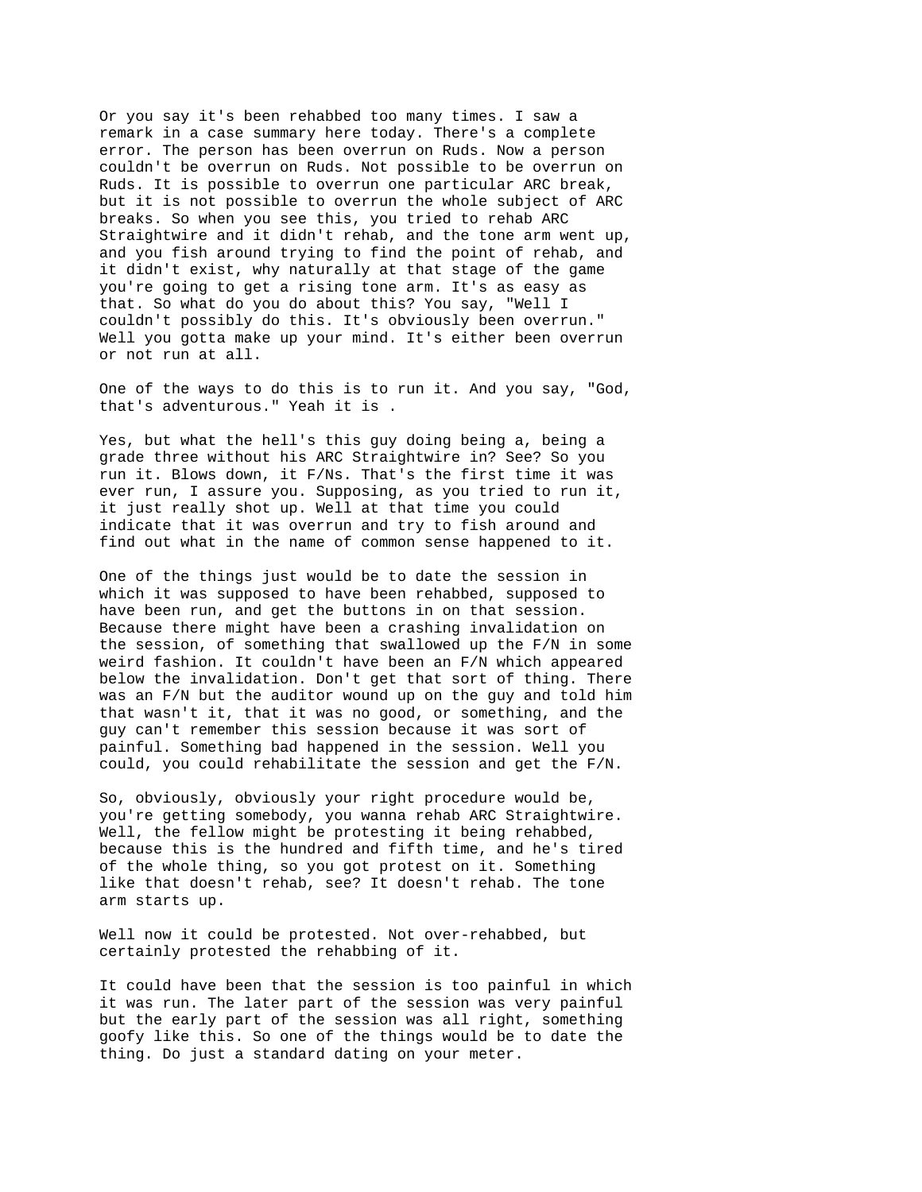Or you say it's been rehabbed too many times. I saw a remark in a case summary here today. There's a complete error. The person has been overrun on Ruds. Now a person couldn't be overrun on Ruds. Not possible to be overrun on Ruds. It is possible to overrun one particular ARC break, but it is not possible to overrun the whole subject of ARC breaks. So when you see this, you tried to rehab ARC Straightwire and it didn't rehab, and the tone arm went up, and you fish around trying to find the point of rehab, and it didn't exist, why naturally at that stage of the game you're going to get a rising tone arm. It's as easy as that. So what do you do about this? You say, "Well I couldn't possibly do this. It's obviously been overrun." Well you gotta make up your mind. It's either been overrun or not run at all.

One of the ways to do this is to run it. And you say, "God, that's adventurous." Yeah it is .

Yes, but what the hell's this guy doing being a, being a grade three without his ARC Straightwire in? See? So you run it. Blows down, it F/Ns. That's the first time it was ever run, I assure you. Supposing, as you tried to run it, it just really shot up. Well at that time you could indicate that it was overrun and try to fish around and find out what in the name of common sense happened to it.

One of the things just would be to date the session in which it was supposed to have been rehabbed, supposed to have been run, and get the buttons in on that session. Because there might have been a crashing invalidation on the session, of something that swallowed up the F/N in some weird fashion. It couldn't have been an F/N which appeared below the invalidation. Don't get that sort of thing. There was an F/N but the auditor wound up on the guy and told him that wasn't it, that it was no good, or something, and the guy can't remember this session because it was sort of painful. Something bad happened in the session. Well you could, you could rehabilitate the session and get the F/N.

So, obviously, obviously your right procedure would be, you're getting somebody, you wanna rehab ARC Straightwire. Well, the fellow might be protesting it being rehabbed, because this is the hundred and fifth time, and he's tired of the whole thing, so you got protest on it. Something like that doesn't rehab, see? It doesn't rehab. The tone arm starts up.

Well now it could be protested. Not over-rehabbed, but certainly protested the rehabbing of it.

It could have been that the session is too painful in which it was run. The later part of the session was very painful but the early part of the session was all right, something goofy like this. So one of the things would be to date the thing. Do just a standard dating on your meter.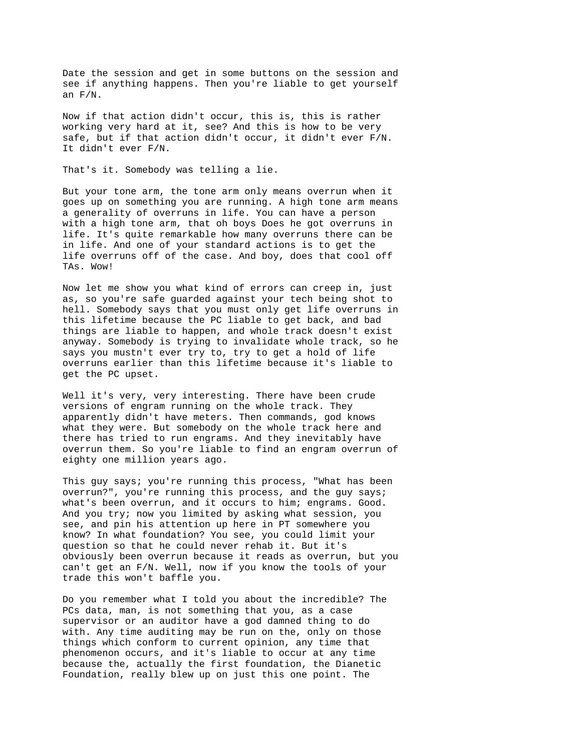Date the session and get in some buttons on the session and see if anything happens. Then you're liable to get yourself an F/N.

Now if that action didn't occur, this is, this is rather working very hard at it, see? And this is how to be very safe, but if that action didn't occur, it didn't ever F/N. It didn't ever F/N.

That's it. Somebody was telling a lie.

But your tone arm, the tone arm only means overrun when it goes up on something you are running. A high tone arm means a generality of overruns in life. You can have a person with a high tone arm, that oh boys Does he got overruns in life. It's quite remarkable how many overruns there can be in life. And one of your standard actions is to get the life overruns off of the case. And boy, does that cool off TAs. Wow!

Now let me show you what kind of errors can creep in, just as, so you're safe guarded against your tech being shot to hell. Somebody says that you must only get life overruns in this lifetime because the PC liable to get back, and bad things are liable to happen, and whole track doesn't exist anyway. Somebody is trying to invalidate whole track, so he says you mustn't ever try to, try to get a hold of life overruns earlier than this lifetime because it's liable to get the PC upset.

Well it's very, very interesting. There have been crude versions of engram running on the whole track. They apparently didn't have meters. Then commands, god knows what they were. But somebody on the whole track here and there has tried to run engrams. And they inevitably have overrun them. So you're liable to find an engram overrun of eighty one million years ago.

This guy says; you're running this process, "What has been overrun?", you're running this process, and the guy says; what's been overrun, and it occurs to him; engrams. Good. And you try; now you limited by asking what session, you see, and pin his attention up here in PT somewhere you know? In what foundation? You see, you could limit your question so that he could never rehab it. But it's obviously been overrun because it reads as overrun, but you can't get an F/N. Well, now if you know the tools of your trade this won't baffle you.

Do you remember what I told you about the incredible? The PCs data, man, is not something that you, as a case supervisor or an auditor have a god damned thing to do with. Any time auditing may be run on the, only on those things which conform to current opinion, any time that phenomenon occurs, and it's liable to occur at any time because the, actually the first foundation, the Dianetic Foundation, really blew up on just this one point. The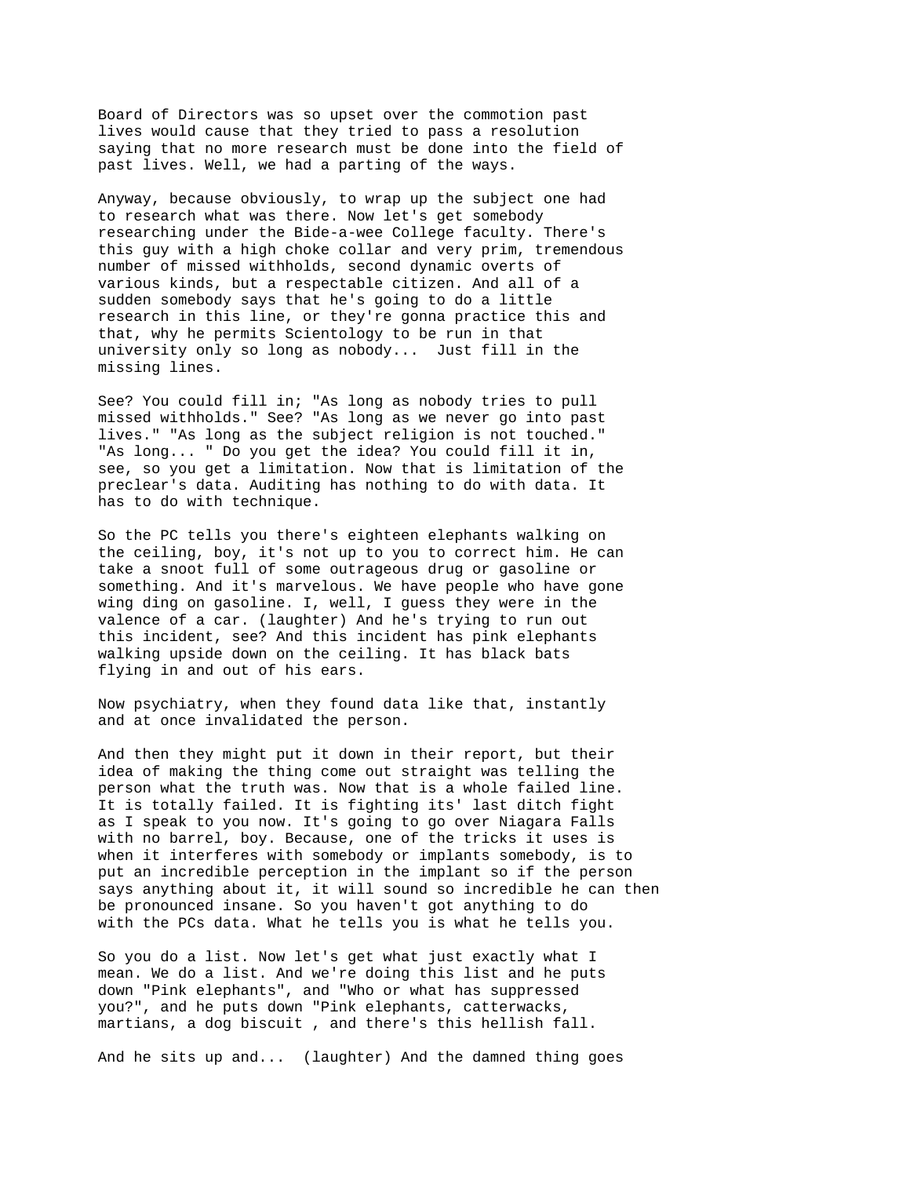Board of Directors was so upset over the commotion past lives would cause that they tried to pass a resolution saying that no more research must be done into the field of past lives. Well, we had a parting of the ways.

Anyway, because obviously, to wrap up the subject one had to research what was there. Now let's get somebody researching under the Bide-a-wee College faculty. There's this guy with a high choke collar and very prim, tremendous number of missed withholds, second dynamic overts of various kinds, but a respectable citizen. And all of a sudden somebody says that he's going to do a little research in this line, or they're gonna practice this and that, why he permits Scientology to be run in that university only so long as nobody... Just fill in the missing lines.

See? You could fill in; "As long as nobody tries to pull missed withholds." See? "As long as we never go into past lives." "As long as the subject religion is not touched." "As long... " Do you get the idea? You could fill it in, see, so you get a limitation. Now that is limitation of the preclear's data. Auditing has nothing to do with data. It has to do with technique.

So the PC tells you there's eighteen elephants walking on the ceiling, boy, it's not up to you to correct him. He can take a snoot full of some outrageous drug or gasoline or something. And it's marvelous. We have people who have gone wing ding on gasoline. I, well, I guess they were in the valence of a car. (laughter) And he's trying to run out this incident, see? And this incident has pink elephants walking upside down on the ceiling. It has black bats flying in and out of his ears.

Now psychiatry, when they found data like that, instantly and at once invalidated the person.

And then they might put it down in their report, but their idea of making the thing come out straight was telling the person what the truth was. Now that is a whole failed line. It is totally failed. It is fighting its' last ditch fight as I speak to you now. It's going to go over Niagara Falls with no barrel, boy. Because, one of the tricks it uses is when it interferes with somebody or implants somebody, is to put an incredible perception in the implant so if the person says anything about it, it will sound so incredible he can then be pronounced insane. So you haven't got anything to do with the PCs data. What he tells you is what he tells you.

So you do a list. Now let's get what just exactly what I mean. We do a list. And we're doing this list and he puts down "Pink elephants", and "Who or what has suppressed you?", and he puts down "Pink elephants, catterwacks, martians, a dog biscuit , and there's this hellish fall.

And he sits up and... (laughter) And the damned thing goes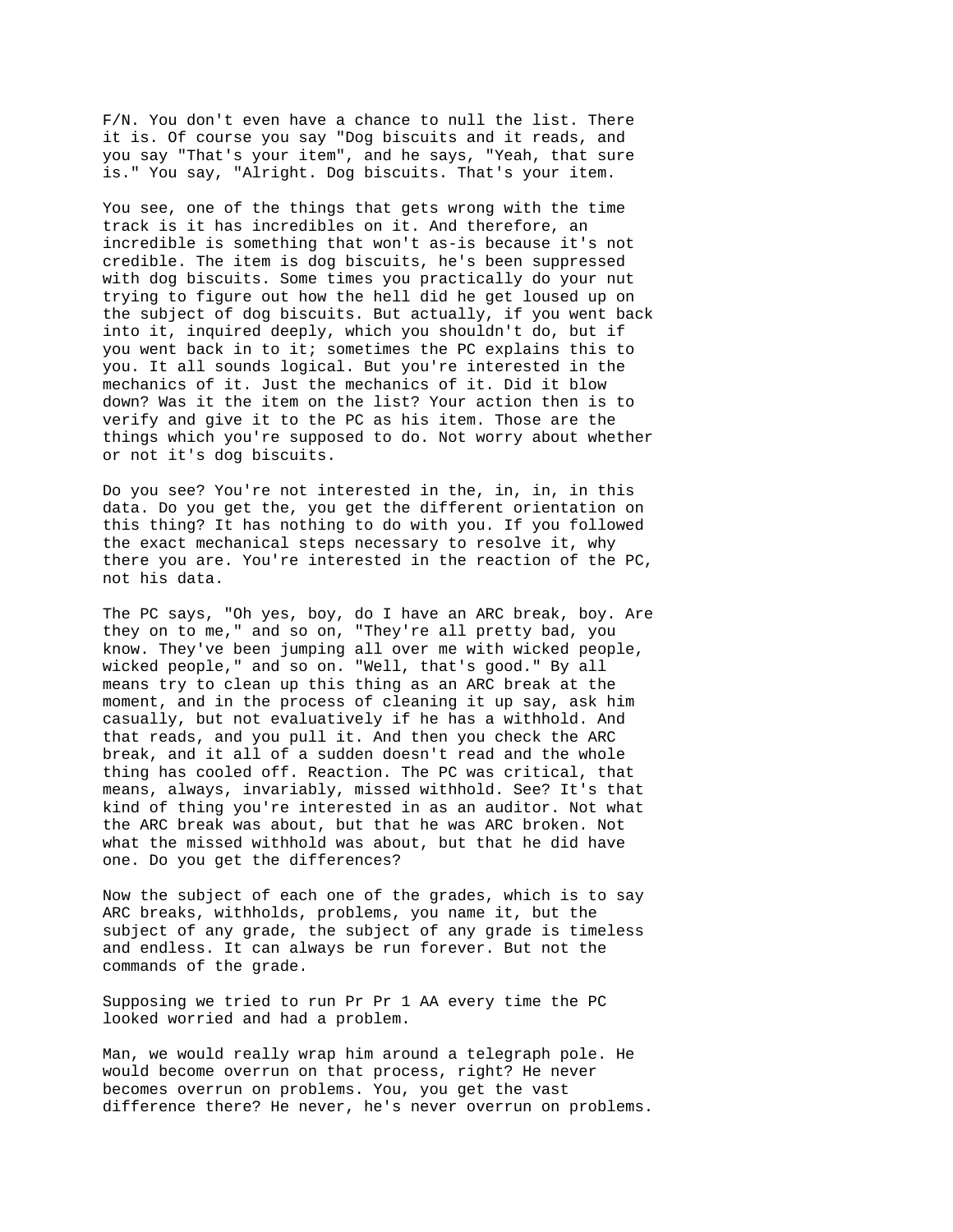F/N. You don't even have a chance to null the list. There it is. Of course you say "Dog biscuits and it reads, and you say "That's your item", and he says, "Yeah, that sure is." You say, "Alright. Dog biscuits. That's your item.

You see, one of the things that gets wrong with the time track is it has incredibles on it. And therefore, an incredible is something that won't as-is because it's not credible. The item is dog biscuits, he's been suppressed with dog biscuits. Some times you practically do your nut trying to figure out how the hell did he get loused up on the subject of dog biscuits. But actually, if you went back into it, inquired deeply, which you shouldn't do, but if you went back in to it; sometimes the PC explains this to you. It all sounds logical. But you're interested in the mechanics of it. Just the mechanics of it. Did it blow down? Was it the item on the list? Your action then is to verify and give it to the PC as his item. Those are the things which you're supposed to do. Not worry about whether or not it's dog biscuits.

Do you see? You're not interested in the, in, in, in this data. Do you get the, you get the different orientation on this thing? It has nothing to do with you. If you followed the exact mechanical steps necessary to resolve it, why there you are. You're interested in the reaction of the PC, not his data.

The PC says, "Oh yes, boy, do I have an ARC break, boy. Are they on to me," and so on, "They're all pretty bad, you know. They've been jumping all over me with wicked people, wicked people," and so on. "Well, that's good." By all means try to clean up this thing as an ARC break at the moment, and in the process of cleaning it up say, ask him casually, but not evaluatively if he has a withhold. And that reads, and you pull it. And then you check the ARC break, and it all of a sudden doesn't read and the whole thing has cooled off. Reaction. The PC was critical, that means, always, invariably, missed withhold. See? It's that kind of thing you're interested in as an auditor. Not what the ARC break was about, but that he was ARC broken. Not what the missed withhold was about, but that he did have one. Do you get the differences?

Now the subject of each one of the grades, which is to say ARC breaks, withholds, problems, you name it, but the subject of any grade, the subject of any grade is timeless and endless. It can always be run forever. But not the commands of the grade.

Supposing we tried to run Pr Pr 1 AA every time the PC looked worried and had a problem.

Man, we would really wrap him around a telegraph pole. He would become overrun on that process, right? He never becomes overrun on problems. You, you get the vast difference there? He never, he's never overrun on problems.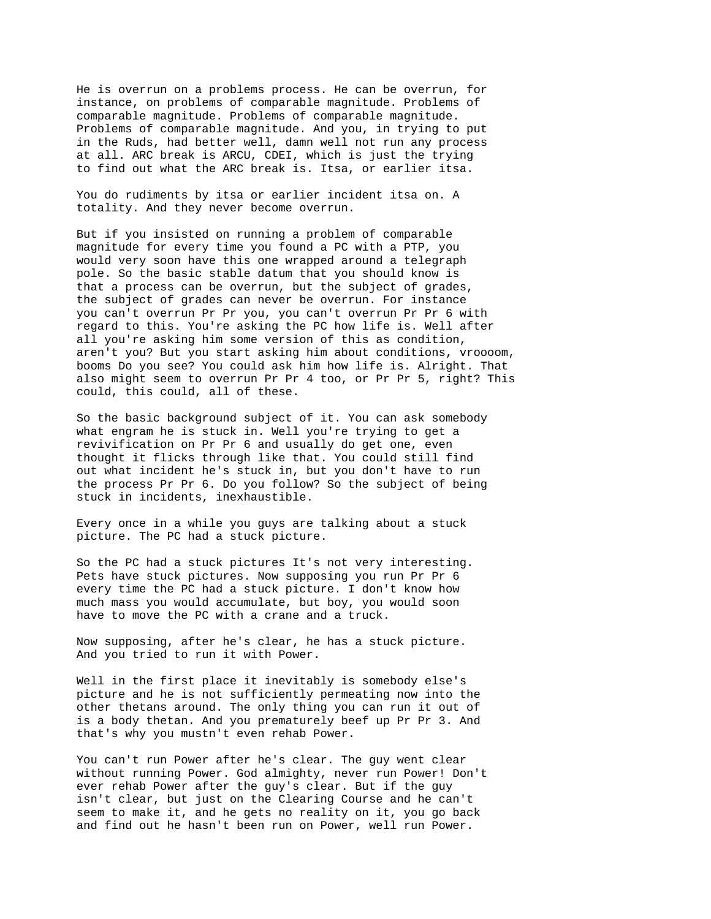He is overrun on a problems process. He can be overrun, for instance, on problems of comparable magnitude. Problems of comparable magnitude. Problems of comparable magnitude. Problems of comparable magnitude. And you, in trying to put in the Ruds, had better well, damn well not run any process at all. ARC break is ARCU, CDEI, which is just the trying to find out what the ARC break is. Itsa, or earlier itsa.

You do rudiments by itsa or earlier incident itsa on. A totality. And they never become overrun.

But if you insisted on running a problem of comparable magnitude for every time you found a PC with a PTP, you would very soon have this one wrapped around a telegraph pole. So the basic stable datum that you should know is that a process can be overrun, but the subject of grades, the subject of grades can never be overrun. For instance you can't overrun Pr Pr you, you can't overrun Pr Pr 6 with regard to this. You're asking the PC how life is. Well after all you're asking him some version of this as condition, aren't you? But you start asking him about conditions, vroooom, booms Do you see? You could ask him how life is. Alright. That also might seem to overrun Pr Pr 4 too, or Pr Pr 5, right? This could, this could, all of these.

So the basic background subject of it. You can ask somebody what engram he is stuck in. Well you're trying to get a revivification on Pr Pr 6 and usually do get one, even thought it flicks through like that. You could still find out what incident he's stuck in, but you don't have to run the process Pr Pr 6. Do you follow? So the subject of being stuck in incidents, inexhaustible.

Every once in a while you guys are talking about a stuck picture. The PC had a stuck picture.

So the PC had a stuck pictures It's not very interesting. Pets have stuck pictures. Now supposing you run Pr Pr 6 every time the PC had a stuck picture. I don't know how much mass you would accumulate, but boy, you would soon have to move the PC with a crane and a truck.

Now supposing, after he's clear, he has a stuck picture. And you tried to run it with Power.

Well in the first place it inevitably is somebody else's picture and he is not sufficiently permeating now into the other thetans around. The only thing you can run it out of is a body thetan. And you prematurely beef up Pr Pr 3. And that's why you mustn't even rehab Power.

You can't run Power after he's clear. The guy went clear without running Power. God almighty, never run Power! Don't ever rehab Power after the guy's clear. But if the guy isn't clear, but just on the Clearing Course and he can't seem to make it, and he gets no reality on it, you go back and find out he hasn't been run on Power, well run Power.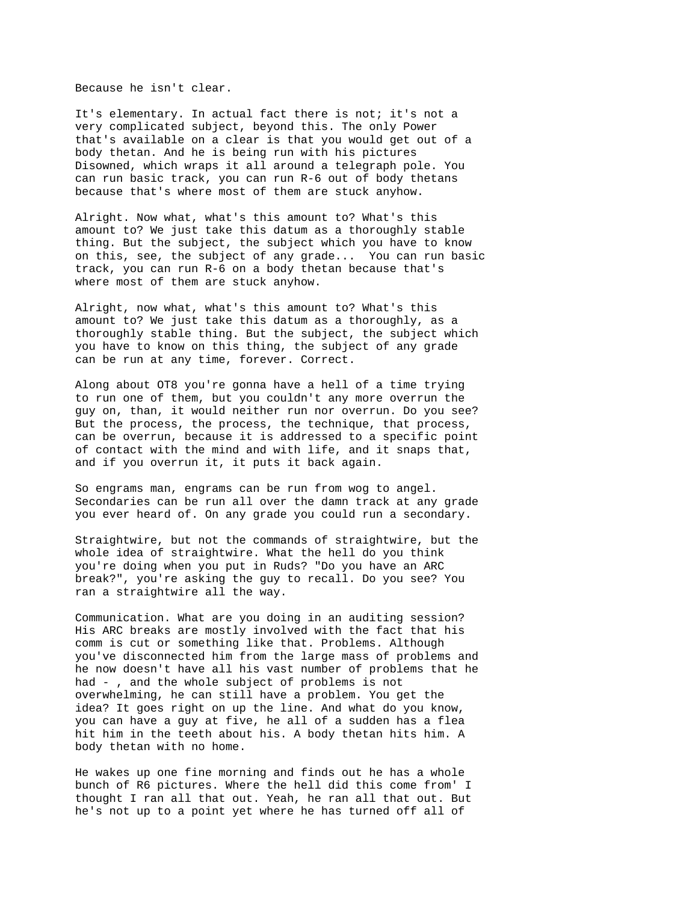Because he isn't clear.

It's elementary. In actual fact there is not; it's not a very complicated subject, beyond this. The only Power that's available on a clear is that you would get out of a body thetan. And he is being run with his pictures Disowned, which wraps it all around a telegraph pole. You can run basic track, you can run R-6 out of body thetans because that's where most of them are stuck anyhow.

Alright. Now what, what's this amount to? What's this amount to? We just take this datum as a thoroughly stable thing. But the subject, the subject which you have to know on this, see, the subject of any grade... You can run basic track, you can run R-6 on a body thetan because that's where most of them are stuck anyhow.

Alright, now what, what's this amount to? What's this amount to? We just take this datum as a thoroughly, as a thoroughly stable thing. But the subject, the subject which you have to know on this thing, the subject of any grade can be run at any time, forever. Correct.

Along about OT8 you're gonna have a hell of a time trying to run one of them, but you couldn't any more overrun the guy on, than, it would neither run nor overrun. Do you see? But the process, the process, the technique, that process, can be overrun, because it is addressed to a specific point of contact with the mind and with life, and it snaps that, and if you overrun it, it puts it back again.

So engrams man, engrams can be run from wog to angel. Secondaries can be run all over the damn track at any grade you ever heard of. On any grade you could run a secondary.

Straightwire, but not the commands of straightwire, but the whole idea of straightwire. What the hell do you think you're doing when you put in Ruds? "Do you have an ARC break?", you're asking the guy to recall. Do you see? You ran a straightwire all the way.

Communication. What are you doing in an auditing session? His ARC breaks are mostly involved with the fact that his comm is cut or something like that. Problems. Although you've disconnected him from the large mass of problems and he now doesn't have all his vast number of problems that he had - , and the whole subject of problems is not overwhelming, he can still have a problem. You get the idea? It goes right on up the line. And what do you know, you can have a guy at five, he all of a sudden has a flea hit him in the teeth about his. A body thetan hits him. A body thetan with no home.

He wakes up one fine morning and finds out he has a whole bunch of R6 pictures. Where the hell did this come from' I thought I ran all that out. Yeah, he ran all that out. But he's not up to a point yet where he has turned off all of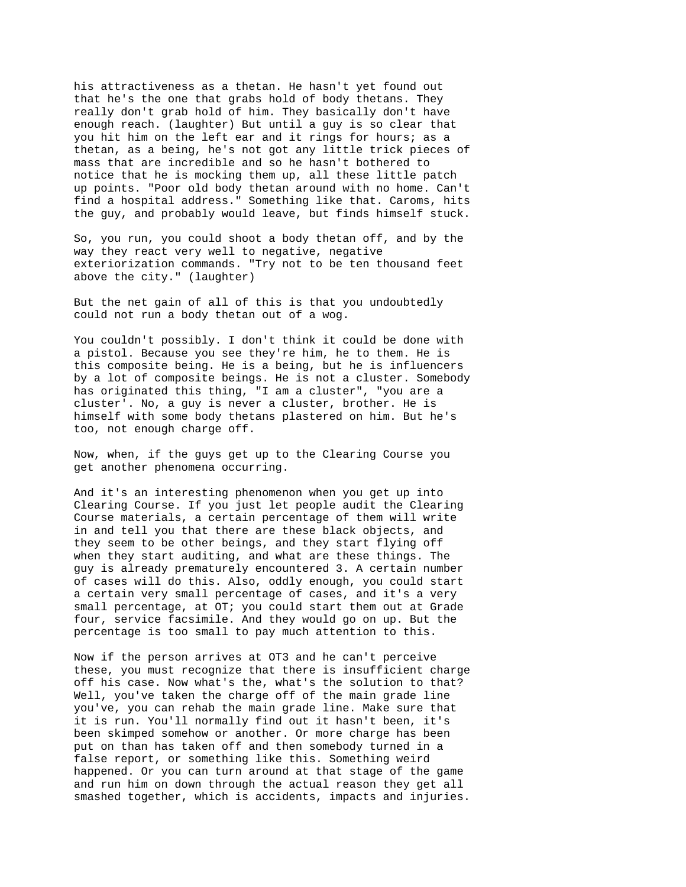his attractiveness as a thetan. He hasn't yet found out that he's the one that grabs hold of body thetans. They really don't grab hold of him. They basically don't have enough reach. (laughter) But until a guy is so clear that you hit him on the left ear and it rings for hours; as a thetan, as a being, he's not got any little trick pieces of mass that are incredible and so he hasn't bothered to notice that he is mocking them up, all these little patch up points. "Poor old body thetan around with no home. Can't find a hospital address." Something like that. Caroms, hits the guy, and probably would leave, but finds himself stuck.

So, you run, you could shoot a body thetan off, and by the way they react very well to negative, negative exteriorization commands. "Try not to be ten thousand feet above the city." (laughter)

But the net gain of all of this is that you undoubtedly could not run a body thetan out of a wog.

You couldn't possibly. I don't think it could be done with a pistol. Because you see they're him, he to them. He is this composite being. He is a being, but he is influencers by a lot of composite beings. He is not a cluster. Somebody has originated this thing, "I am a cluster", "you are a cluster'. No, a guy is never a cluster, brother. He is himself with some body thetans plastered on him. But he's too, not enough charge off.

Now, when, if the guys get up to the Clearing Course you get another phenomena occurring.

And it's an interesting phenomenon when you get up into Clearing Course. If you just let people audit the Clearing Course materials, a certain percentage of them will write in and tell you that there are these black objects, and they seem to be other beings, and they start flying off when they start auditing, and what are these things. The guy is already prematurely encountered 3. A certain number of cases will do this. Also, oddly enough, you could start a certain very small percentage of cases, and it's a very small percentage, at OT; you could start them out at Grade four, service facsimile. And they would go on up. But the percentage is too small to pay much attention to this.

Now if the person arrives at OT3 and he can't perceive these, you must recognize that there is insufficient charge off his case. Now what's the, what's the solution to that? Well, you've taken the charge off of the main grade line you've, you can rehab the main grade line. Make sure that it is run. You'll normally find out it hasn't been, it's been skimped somehow or another. Or more charge has been put on than has taken off and then somebody turned in a false report, or something like this. Something weird happened. Or you can turn around at that stage of the game and run him on down through the actual reason they get all smashed together, which is accidents, impacts and injuries.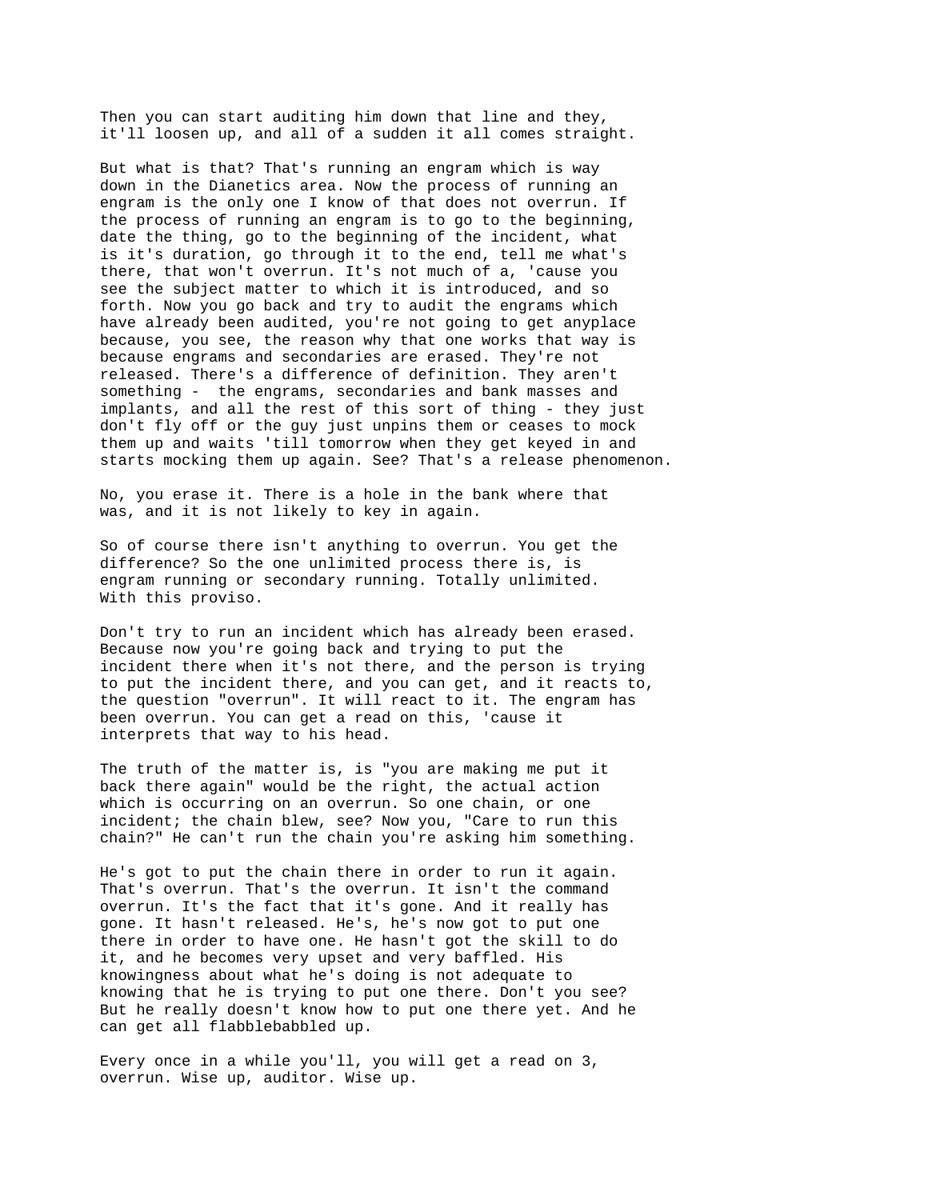Then you can start auditing him down that line and they, it'll loosen up, and all of a sudden it all comes straight.

But what is that? That's running an engram which is way down in the Dianetics area. Now the process of running an engram is the only one I know of that does not overrun. If the process of running an engram is to go to the beginning, date the thing, go to the beginning of the incident, what is it's duration, go through it to the end, tell me what's there, that won't overrun. It's not much of a, 'cause you see the subject matter to which it is introduced, and so forth. Now you go back and try to audit the engrams which have already been audited, you're not going to get anyplace because, you see, the reason why that one works that way is because engrams and secondaries are erased. They're not released. There's a difference of definition. They aren't something - the engrams, secondaries and bank masses and implants, and all the rest of this sort of thing - they just don't fly off or the guy just unpins them or ceases to mock them up and waits 'till tomorrow when they get keyed in and starts mocking them up again. See? That's a release phenomenon.

No, you erase it. There is a hole in the bank where that was, and it is not likely to key in again.

So of course there isn't anything to overrun. You get the difference? So the one unlimited process there is, is engram running or secondary running. Totally unlimited. With this proviso.

Don't try to run an incident which has already been erased. Because now you're going back and trying to put the incident there when it's not there, and the person is trying to put the incident there, and you can get, and it reacts to, the question "overrun". It will react to it. The engram has been overrun. You can get a read on this, 'cause it interprets that way to his head.

The truth of the matter is, is "you are making me put it back there again" would be the right, the actual action which is occurring on an overrun. So one chain, or one incident; the chain blew, see? Now you, "Care to run this chain?" He can't run the chain you're asking him something.

He's got to put the chain there in order to run it again. That's overrun. That's the overrun. It isn't the command overrun. It's the fact that it's gone. And it really has gone. It hasn't released. He's, he's now got to put one there in order to have one. He hasn't got the skill to do it, and he becomes very upset and very baffled. His knowingness about what he's doing is not adequate to knowing that he is trying to put one there. Don't you see? But he really doesn't know how to put one there yet. And he can get all flabblebabbled up.

Every once in a while you'll, you will get a read on 3, overrun. Wise up, auditor. Wise up.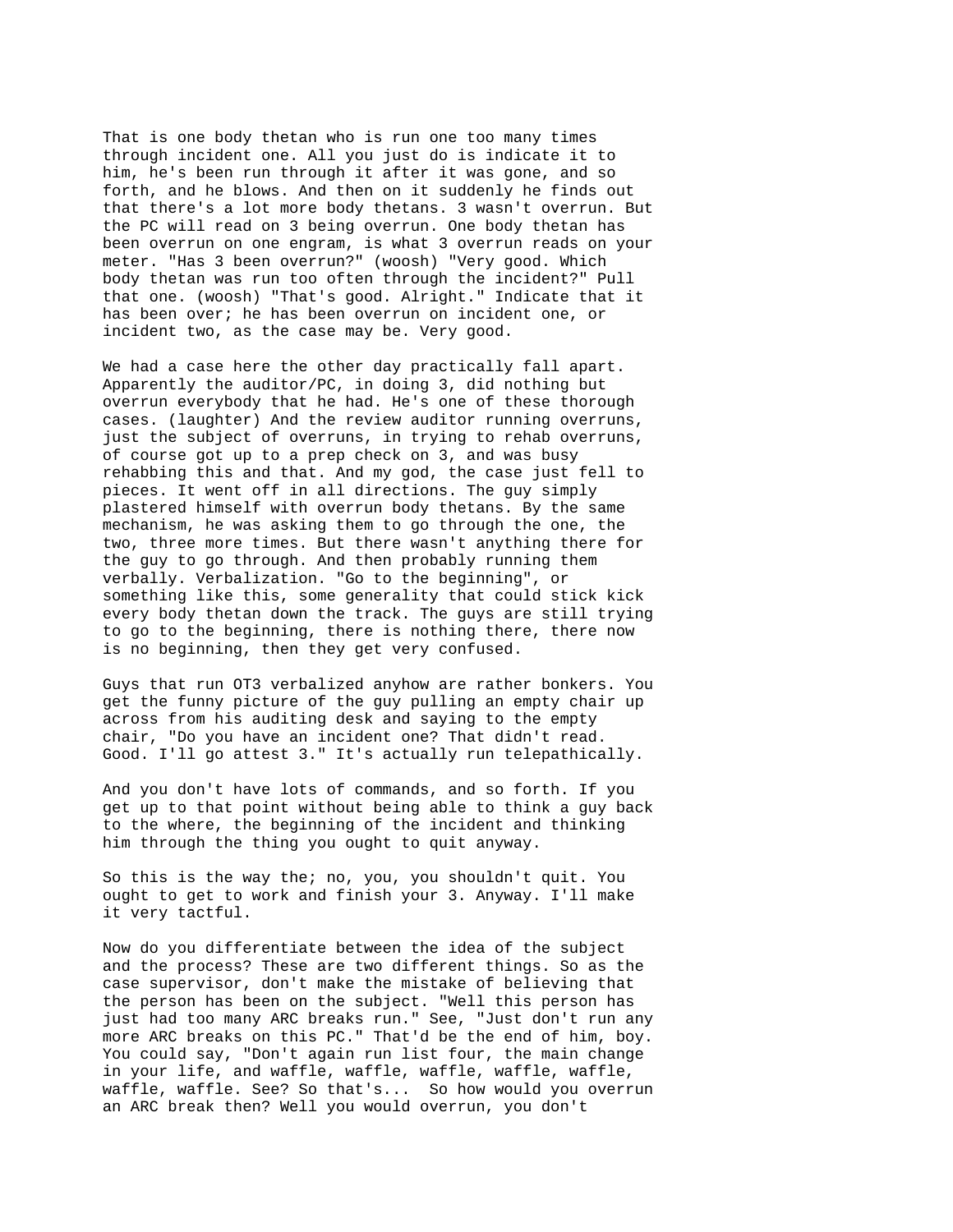That is one body thetan who is run one too many times through incident one. All you just do is indicate it to him, he's been run through it after it was gone, and so forth, and he blows. And then on it suddenly he finds out that there's a lot more body thetans. 3 wasn't overrun. But the PC will read on 3 being overrun. One body thetan has been overrun on one engram, is what 3 overrun reads on your meter. "Has 3 been overrun?" (woosh) "Very good. Which body thetan was run too often through the incident?" Pull that one. (woosh) "That's good. Alright." Indicate that it has been over; he has been overrun on incident one, or incident two, as the case may be. Very good.

We had a case here the other day practically fall apart. Apparently the auditor/PC, in doing 3, did nothing but overrun everybody that he had. He's one of these thorough cases. (laughter) And the review auditor running overruns, just the subject of overruns, in trying to rehab overruns, of course got up to a prep check on 3, and was busy rehabbing this and that. And my god, the case just fell to pieces. It went off in all directions. The guy simply plastered himself with overrun body thetans. By the same mechanism, he was asking them to go through the one, the two, three more times. But there wasn't anything there for the guy to go through. And then probably running them verbally. Verbalization. "Go to the beginning", or something like this, some generality that could stick kick every body thetan down the track. The guys are still trying to go to the beginning, there is nothing there, there now is no beginning, then they get very confused.

Guys that run OT3 verbalized anyhow are rather bonkers. You get the funny picture of the guy pulling an empty chair up across from his auditing desk and saying to the empty chair, "Do you have an incident one? That didn't read. Good. I'll go attest 3." It's actually run telepathically.

And you don't have lots of commands, and so forth. If you get up to that point without being able to think a guy back to the where, the beginning of the incident and thinking him through the thing you ought to quit anyway.

So this is the way the; no, you, you shouldn't quit. You ought to get to work and finish your 3. Anyway. I'll make it very tactful.

Now do you differentiate between the idea of the subject and the process? These are two different things. So as the case supervisor, don't make the mistake of believing that the person has been on the subject. "Well this person has just had too many ARC breaks run." See, "Just don't run any more ARC breaks on this PC." That'd be the end of him, boy. You could say, "Don't again run list four, the main change in your life, and waffle, waffle, waffle, waffle, waffle, waffle, waffle. See? So that's... So how would you overrun an ARC break then? Well you would overrun, you don't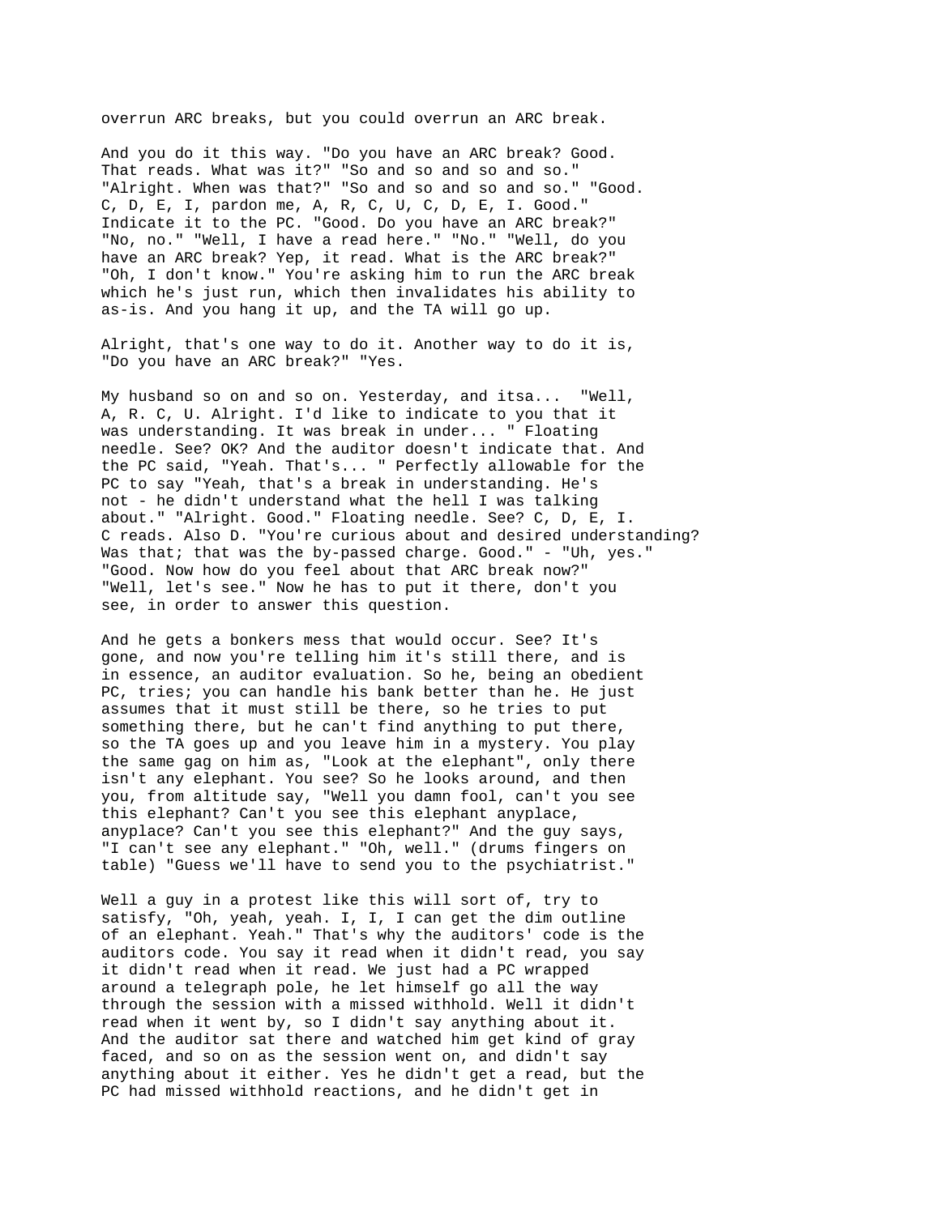overrun ARC breaks, but you could overrun an ARC break.

And you do it this way. "Do you have an ARC break? Good. That reads. What was it?" "So and so and so and so." "Alright. When was that?" "So and so and so and so." "Good. C, D, E, I, pardon me, A, R, C, U, C, D, E, I. Good." Indicate it to the PC. "Good. Do you have an ARC break?" "No, no." "Well, I have a read here." "No." "Well, do you have an ARC break? Yep, it read. What is the ARC break?" "Oh, I don't know." You're asking him to run the ARC break which he's just run, which then invalidates his ability to as-is. And you hang it up, and the TA will go up.

Alright, that's one way to do it. Another way to do it is, "Do you have an ARC break?" "Yes.

My husband so on and so on. Yesterday, and itsa... "Well, A, R. C, U. Alright. I'd like to indicate to you that it was understanding. It was break in under... " Floating needle. See? OK? And the auditor doesn't indicate that. And the PC said, "Yeah. That's... " Perfectly allowable for the PC to say "Yeah, that's a break in understanding. He's not - he didn't understand what the hell I was talking about." "Alright. Good." Floating needle. See? C, D, E, I. C reads. Also D. "You're curious about and desired understanding? Was that; that was the by-passed charge. Good." - "Uh, yes." "Good. Now how do you feel about that ARC break now?" "Well, let's see." Now he has to put it there, don't you see, in order to answer this question.

And he gets a bonkers mess that would occur. See? It's gone, and now you're telling him it's still there, and is in essence, an auditor evaluation. So he, being an obedient PC, tries; you can handle his bank better than he. He just assumes that it must still be there, so he tries to put something there, but he can't find anything to put there, so the TA goes up and you leave him in a mystery. You play the same gag on him as, "Look at the elephant", only there isn't any elephant. You see? So he looks around, and then you, from altitude say, "Well you damn fool, can't you see this elephant? Can't you see this elephant anyplace, anyplace? Can't you see this elephant?" And the guy says, "I can't see any elephant." "Oh, well." (drums fingers on table) "Guess we'll have to send you to the psychiatrist."

Well a guy in a protest like this will sort of, try to satisfy, "Oh, yeah, yeah. I, I, I can get the dim outline of an elephant. Yeah." That's why the auditors' code is the auditors code. You say it read when it didn't read, you say it didn't read when it read. We just had a PC wrapped around a telegraph pole, he let himself go all the way through the session with a missed withhold. Well it didn't read when it went by, so I didn't say anything about it. And the auditor sat there and watched him get kind of gray faced, and so on as the session went on, and didn't say anything about it either. Yes he didn't get a read, but the PC had missed withhold reactions, and he didn't get in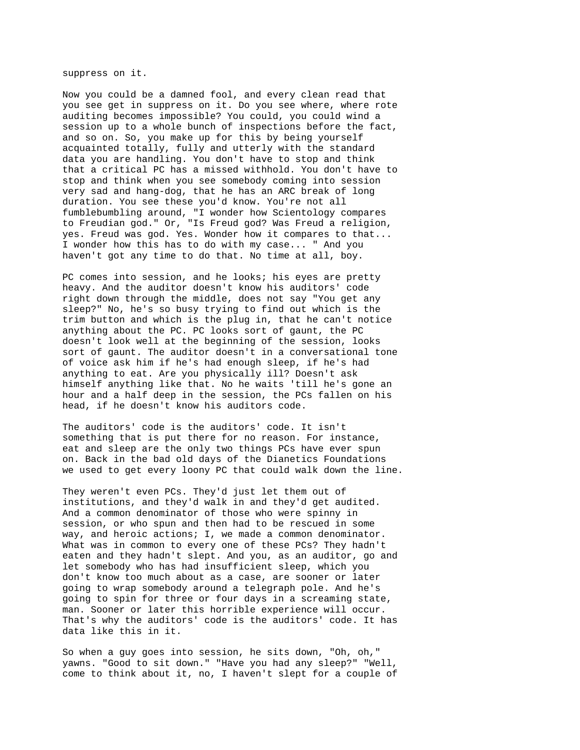suppress on it.

Now you could be a damned fool, and every clean read that you see get in suppress on it. Do you see where, where rote auditing becomes impossible? You could, you could wind a session up to a whole bunch of inspections before the fact, and so on. So, you make up for this by being yourself acquainted totally, fully and utterly with the standard data you are handling. You don't have to stop and think that a critical PC has a missed withhold. You don't have to stop and think when you see somebody coming into session very sad and hang-dog, that he has an ARC break of long duration. You see these you'd know. You're not all fumblebumbling around, "I wonder how Scientology compares to Freudian god." Or, "Is Freud god? Was Freud a religion, yes. Freud was god. Yes. Wonder how it compares to that... I wonder how this has to do with my case... " And you haven't got any time to do that. No time at all, boy.

PC comes into session, and he looks; his eyes are pretty heavy. And the auditor doesn't know his auditors' code right down through the middle, does not say "You get any sleep?" No, he's so busy trying to find out which is the trim button and which is the plug in, that he can't notice anything about the PC. PC looks sort of gaunt, the PC doesn't look well at the beginning of the session, looks sort of gaunt. The auditor doesn't in a conversational tone of voice ask him if he's had enough sleep, if he's had anything to eat. Are you physically ill? Doesn't ask himself anything like that. No he waits 'till he's gone an hour and a half deep in the session, the PCs fallen on his head, if he doesn't know his auditors code.

The auditors' code is the auditors' code. It isn't something that is put there for no reason. For instance, eat and sleep are the only two things PCs have ever spun on. Back in the bad old days of the Dianetics Foundations we used to get every loony PC that could walk down the line.

They weren't even PCs. They'd just let them out of institutions, and they'd walk in and they'd get audited. And a common denominator of those who were spinny in session, or who spun and then had to be rescued in some way, and heroic actions; I, we made a common denominator. What was in common to every one of these PCs? They hadn't eaten and they hadn't slept. And you, as an auditor, go and let somebody who has had insufficient sleep, which you don't know too much about as a case, are sooner or later going to wrap somebody around a telegraph pole. And he's going to spin for three or four days in a screaming state, man. Sooner or later this horrible experience will occur. That's why the auditors' code is the auditors' code. It has data like this in it.

So when a guy goes into session, he sits down, "Oh, oh," yawns. "Good to sit down." "Have you had any sleep?" "Well, come to think about it, no, I haven't slept for a couple of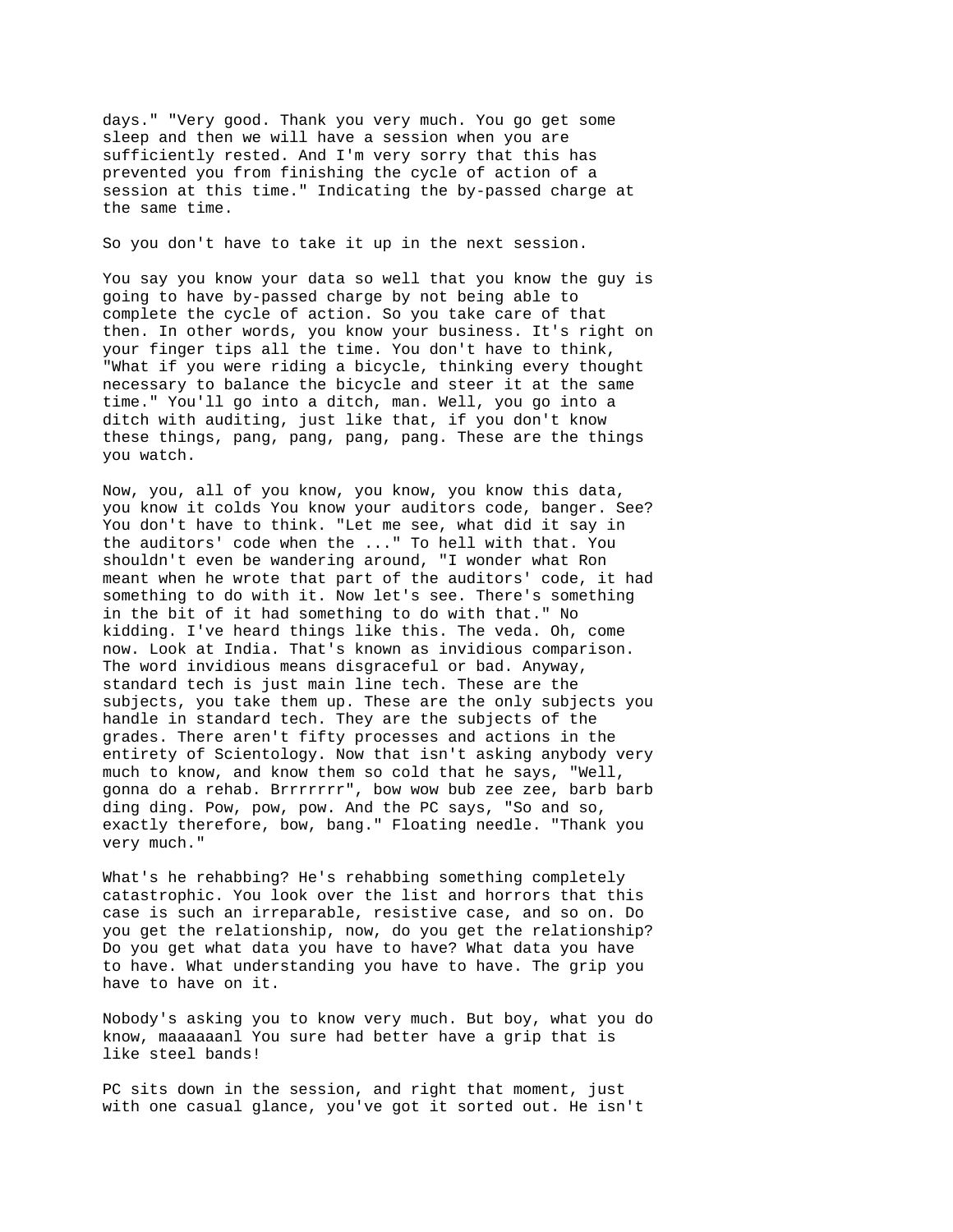days." "Very good. Thank you very much. You go get some sleep and then we will have a session when you are sufficiently rested. And I'm very sorry that this has prevented you from finishing the cycle of action of a session at this time." Indicating the by-passed charge at the same time.

So you don't have to take it up in the next session.

You say you know your data so well that you know the guy is going to have by-passed charge by not being able to complete the cycle of action. So you take care of that then. In other words, you know your business. It's right on your finger tips all the time. You don't have to think, "What if you were riding a bicycle, thinking every thought necessary to balance the bicycle and steer it at the same time." You'll go into a ditch, man. Well, you go into a ditch with auditing, just like that, if you don't know these things, pang, pang, pang, pang. These are the things you watch.

Now, you, all of you know, you know, you know this data, you know it colds You know your auditors code, banger. See? You don't have to think. "Let me see, what did it say in the auditors' code when the ..." To hell with that. You shouldn't even be wandering around, "I wonder what Ron meant when he wrote that part of the auditors' code, it had something to do with it. Now let's see. There's something in the bit of it had something to do with that." No kidding. I've heard things like this. The veda. Oh, come now. Look at India. That's known as invidious comparison. The word invidious means disgraceful or bad. Anyway, standard tech is just main line tech. These are the subjects, you take them up. These are the only subjects you handle in standard tech. They are the subjects of the grades. There aren't fifty processes and actions in the entirety of Scientology. Now that isn't asking anybody very much to know, and know them so cold that he says, "Well, gonna do a rehab. Brrrrrrr", bow wow bub zee zee, barb barb ding ding. Pow, pow, pow. And the PC says, "So and so, exactly therefore, bow, bang." Floating needle. "Thank you very much."

What's he rehabbing? He's rehabbing something completely catastrophic. You look over the list and horrors that this case is such an irreparable, resistive case, and so on. Do you get the relationship, now, do you get the relationship? Do you get what data you have to have? What data you have to have. What understanding you have to have. The grip you have to have on it.

Nobody's asking you to know very much. But boy, what you do know, maaaaaanl You sure had better have a grip that is like steel bands!

PC sits down in the session, and right that moment, just with one casual glance, you've got it sorted out. He isn't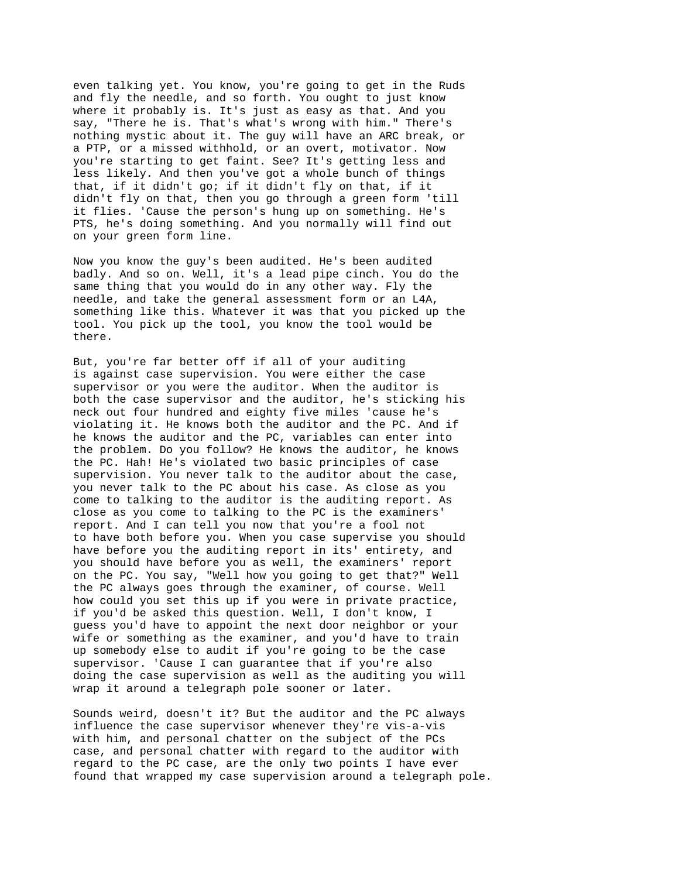even talking yet. You know, you're going to get in the Ruds and fly the needle, and so forth. You ought to just know where it probably is. It's just as easy as that. And you say, "There he is. That's what's wrong with him." There's nothing mystic about it. The guy will have an ARC break, or a PTP, or a missed withhold, or an overt, motivator. Now you're starting to get faint. See? It's getting less and less likely. And then you've got a whole bunch of things that, if it didn't go; if it didn't fly on that, if it didn't fly on that, then you go through a green form 'till it flies. 'Cause the person's hung up on something. He's PTS, he's doing something. And you normally will find out on your green form line.

Now you know the guy's been audited. He's been audited badly. And so on. Well, it's a lead pipe cinch. You do the same thing that you would do in any other way. Fly the needle, and take the general assessment form or an L4A, something like this. Whatever it was that you picked up the tool. You pick up the tool, you know the tool would be there.

But, you're far better off if all of your auditing is against case supervision. You were either the case supervisor or you were the auditor. When the auditor is both the case supervisor and the auditor, he's sticking his neck out four hundred and eighty five miles 'cause he's violating it. He knows both the auditor and the PC. And if he knows the auditor and the PC, variables can enter into the problem. Do you follow? He knows the auditor, he knows the PC. Hah! He's violated two basic principles of case supervision. You never talk to the auditor about the case, you never talk to the PC about his case. As close as you come to talking to the auditor is the auditing report. As close as you come to talking to the PC is the examiners' report. And I can tell you now that you're a fool not to have both before you. When you case supervise you should have before you the auditing report in its' entirety, and you should have before you as well, the examiners' report on the PC. You say, "Well how you going to get that?" Well the PC always goes through the examiner, of course. Well how could you set this up if you were in private practice, if you'd be asked this question. Well, I don't know, I guess you'd have to appoint the next door neighbor or your wife or something as the examiner, and you'd have to train up somebody else to audit if you're going to be the case supervisor. 'Cause I can guarantee that if you're also doing the case supervision as well as the auditing you will wrap it around a telegraph pole sooner or later.

Sounds weird, doesn't it? But the auditor and the PC always influence the case supervisor whenever they're vis-a-vis with him, and personal chatter on the subject of the PCs case, and personal chatter with regard to the auditor with regard to the PC case, are the only two points I have ever found that wrapped my case supervision around a telegraph pole.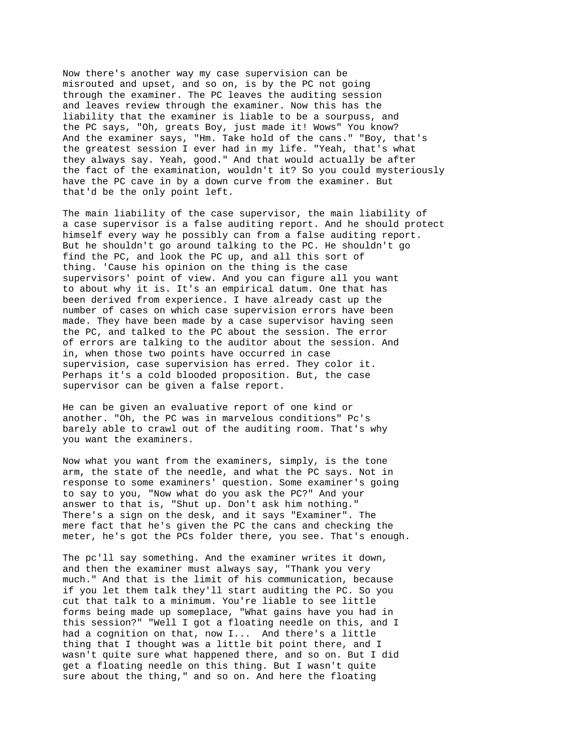Now there's another way my case supervision can be misrouted and upset, and so on, is by the PC not going through the examiner. The PC leaves the auditing session and leaves review through the examiner. Now this has the liability that the examiner is liable to be a sourpuss, and the PC says, "Oh, greats Boy, just made it! Wows" You know? And the examiner says, "Hm. Take hold of the cans." "Boy, that's the greatest session I ever had in my life. "Yeah, that's what they always say. Yeah, good." And that would actually be after the fact of the examination, wouldn't it? So you could mysteriously have the PC cave in by a down curve from the examiner. But that'd be the only point left.

The main liability of the case supervisor, the main liability of a case supervisor is a false auditing report. And he should protect himself every way he possibly can from a false auditing report. But he shouldn't go around talking to the PC. He shouldn't go find the PC, and look the PC up, and all this sort of thing. 'Cause his opinion on the thing is the case supervisors' point of view. And you can figure all you want to about why it is. It's an empirical datum. One that has been derived from experience. I have already cast up the number of cases on which case supervision errors have been made. They have been made by a case supervisor having seen the PC, and talked to the PC about the session. The error of errors are talking to the auditor about the session. And in, when those two points have occurred in case supervision, case supervision has erred. They color it. Perhaps it's a cold blooded proposition. But, the case supervisor can be given a false report.

He can be given an evaluative report of one kind or another. "Oh, the PC was in marvelous conditions" Pc's barely able to crawl out of the auditing room. That's why you want the examiners.

Now what you want from the examiners, simply, is the tone arm, the state of the needle, and what the PC says. Not in response to some examiners' question. Some examiner's going to say to you, "Now what do you ask the PC?" And your answer to that is, "Shut up. Don't ask him nothing." There's a sign on the desk, and it says "Examiner". The mere fact that he's given the PC the cans and checking the meter, he's got the PCs folder there, you see. That's enough.

The pc'll say something. And the examiner writes it down, and then the examiner must always say, "Thank you very much." And that is the limit of his communication, because if you let them talk they'll start auditing the PC. So you cut that talk to a minimum. You're liable to see little forms being made up someplace, "What gains have you had in this session?" "Well I got a floating needle on this, and I had a cognition on that, now I... And there's a little thing that I thought was a little bit point there, and I wasn't quite sure what happened there, and so on. But I did get a floating needle on this thing. But I wasn't quite sure about the thing," and so on. And here the floating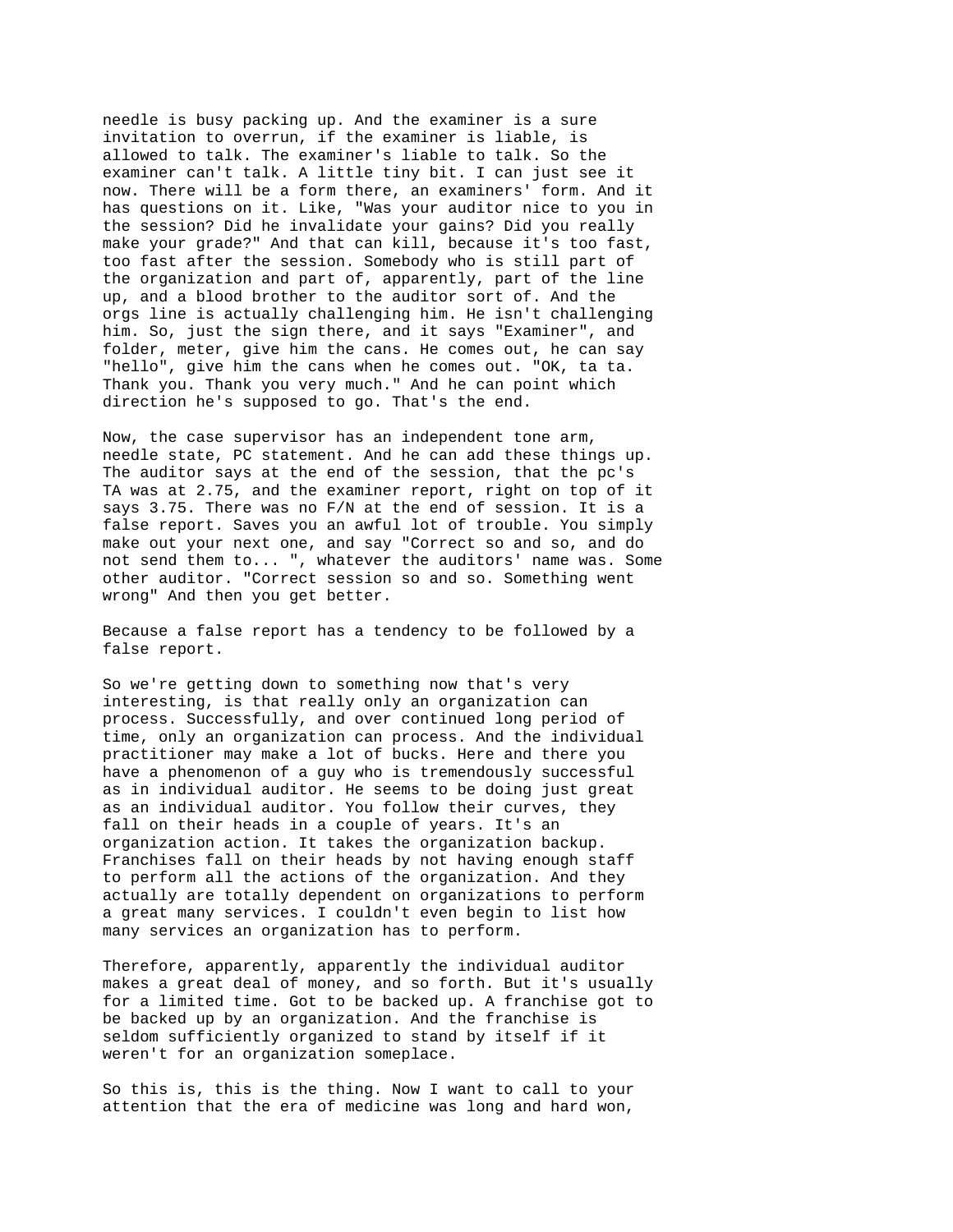needle is busy packing up. And the examiner is a sure invitation to overrun, if the examiner is liable, is allowed to talk. The examiner's liable to talk. So the examiner can't talk. A little tiny bit. I can just see it now. There will be a form there, an examiners' form. And it has questions on it. Like, "Was your auditor nice to you in the session? Did he invalidate your gains? Did you really make your grade?" And that can kill, because it's too fast, too fast after the session. Somebody who is still part of the organization and part of, apparently, part of the line up, and a blood brother to the auditor sort of. And the orgs line is actually challenging him. He isn't challenging him. So, just the sign there, and it says "Examiner", and folder, meter, give him the cans. He comes out, he can say "hello", give him the cans when he comes out. "OK, ta ta. Thank you. Thank you very much." And he can point which direction he's supposed to go. That's the end.

Now, the case supervisor has an independent tone arm, needle state, PC statement. And he can add these things up. The auditor says at the end of the session, that the pc's TA was at 2.75, and the examiner report, right on top of it says 3.75. There was no F/N at the end of session. It is a false report. Saves you an awful lot of trouble. You simply make out your next one, and say "Correct so and so, and do not send them to... ", whatever the auditors' name was. Some other auditor. "Correct session so and so. Something went wrong" And then you get better.

Because a false report has a tendency to be followed by a false report.

So we're getting down to something now that's very interesting, is that really only an organization can process. Successfully, and over continued long period of time, only an organization can process. And the individual practitioner may make a lot of bucks. Here and there you have a phenomenon of a guy who is tremendously successful as in individual auditor. He seems to be doing just great as an individual auditor. You follow their curves, they fall on their heads in a couple of years. It's an organization action. It takes the organization backup. Franchises fall on their heads by not having enough staff to perform all the actions of the organization. And they actually are totally dependent on organizations to perform a great many services. I couldn't even begin to list how many services an organization has to perform.

Therefore, apparently, apparently the individual auditor makes a great deal of money, and so forth. But it's usually for a limited time. Got to be backed up. A franchise got to be backed up by an organization. And the franchise is seldom sufficiently organized to stand by itself if it weren't for an organization someplace.

So this is, this is the thing. Now I want to call to your attention that the era of medicine was long and hard won,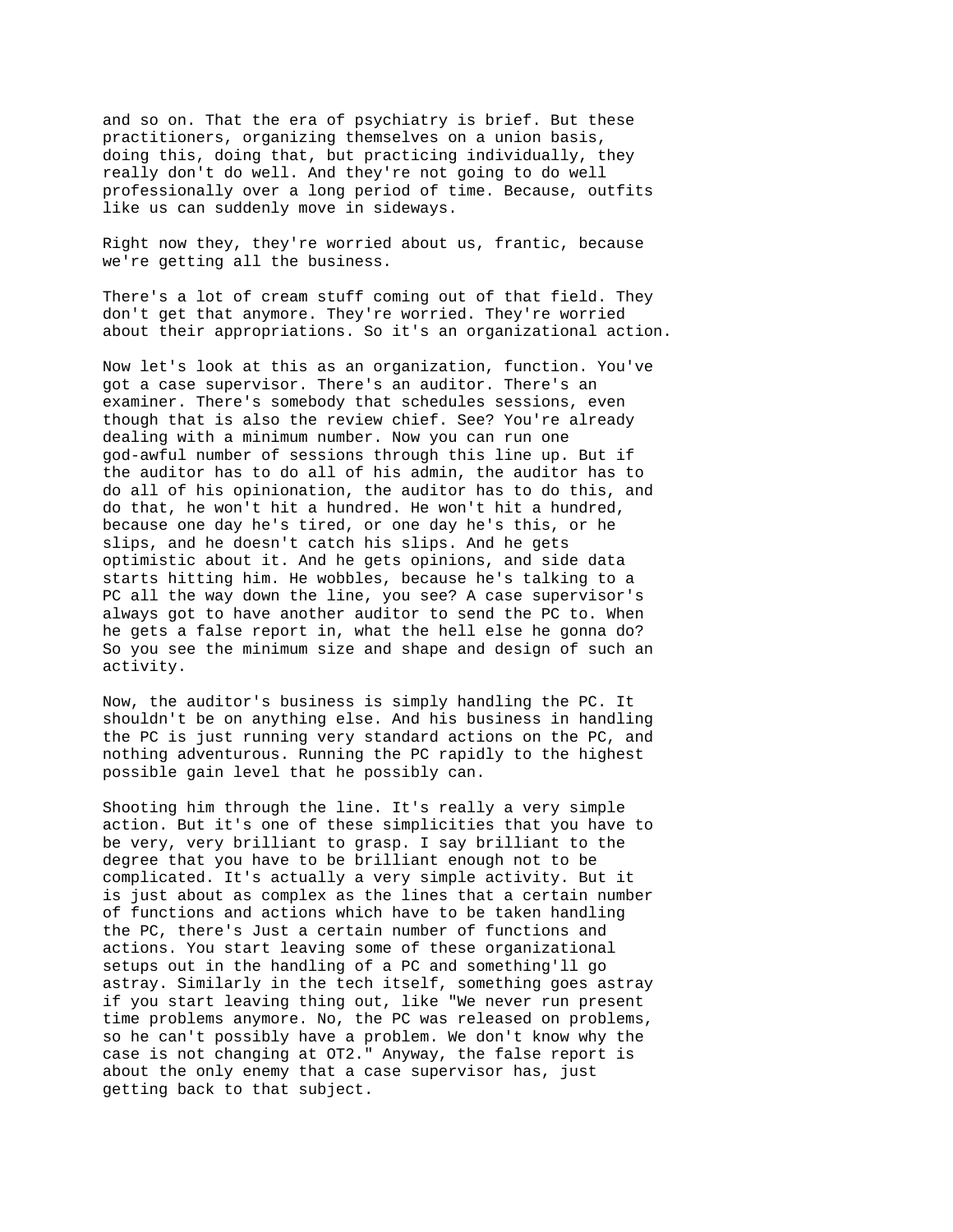and so on. That the era of psychiatry is brief. But these practitioners, organizing themselves on a union basis, doing this, doing that, but practicing individually, they really don't do well. And they're not going to do well professionally over a long period of time. Because, outfits like us can suddenly move in sideways.

Right now they, they're worried about us, frantic, because we're getting all the business.

There's a lot of cream stuff coming out of that field. They don't get that anymore. They're worried. They're worried about their appropriations. So it's an organizational action.

Now let's look at this as an organization, function. You've got a case supervisor. There's an auditor. There's an examiner. There's somebody that schedules sessions, even though that is also the review chief. See? You're already dealing with a minimum number. Now you can run one god-awful number of sessions through this line up. But if the auditor has to do all of his admin, the auditor has to do all of his opinionation, the auditor has to do this, and do that, he won't hit a hundred. He won't hit a hundred, because one day he's tired, or one day he's this, or he slips, and he doesn't catch his slips. And he gets optimistic about it. And he gets opinions, and side data starts hitting him. He wobbles, because he's talking to a PC all the way down the line, you see? A case supervisor's always got to have another auditor to send the PC to. When he gets a false report in, what the hell else he gonna do? So you see the minimum size and shape and design of such an activity.

Now, the auditor's business is simply handling the PC. It shouldn't be on anything else. And his business in handling the PC is just running very standard actions on the PC, and nothing adventurous. Running the PC rapidly to the highest possible gain level that he possibly can.

Shooting him through the line. It's really a very simple action. But it's one of these simplicities that you have to be very, very brilliant to grasp. I say brilliant to the degree that you have to be brilliant enough not to be complicated. It's actually a very simple activity. But it is just about as complex as the lines that a certain number of functions and actions which have to be taken handling the PC, there's Just a certain number of functions and actions. You start leaving some of these organizational setups out in the handling of a PC and something'll go astray. Similarly in the tech itself, something goes astray if you start leaving thing out, like "We never run present time problems anymore. No, the PC was released on problems, so he can't possibly have a problem. We don't know why the case is not changing at OT2." Anyway, the false report is about the only enemy that a case supervisor has, just getting back to that subject.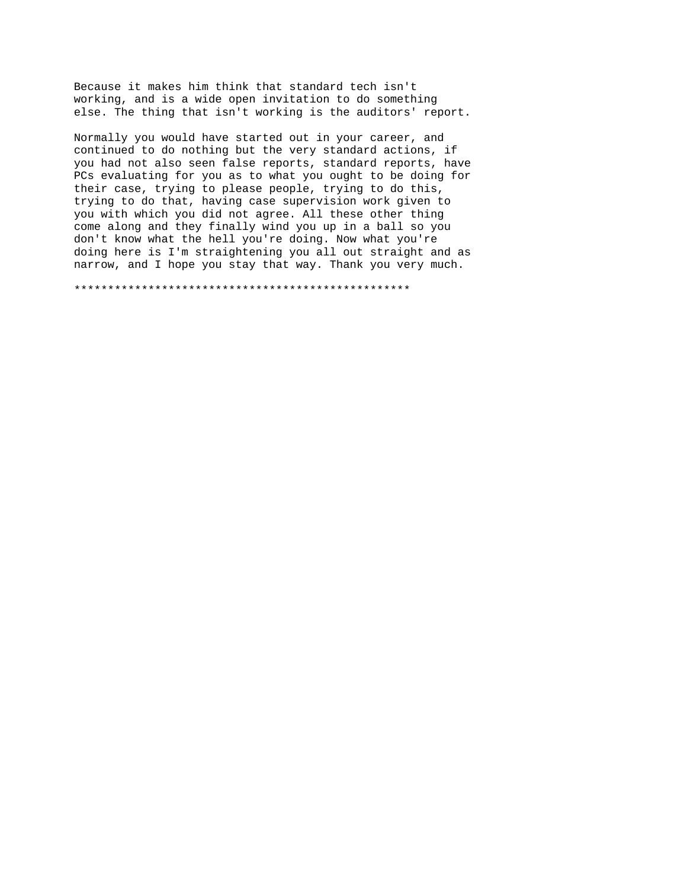Because it makes him think that standard tech isn't working, and is a wide open invitation to do something else. The thing that isn't working is the auditors' report.

Normally you would have started out in your career, and continued to do nothing but the very standard actions, if you had not also seen false reports, standard reports, have PCs evaluating for you as to what you ought to be doing for their case, trying to please people, trying to do this, trying to do that, having case supervision work given to you with which you did not agree. All these other thing come along and they finally wind you up in a ball so you don't know what the hell you're doing. Now what you're doing here is I'm straightening you all out straight and as narrow, and I hope you stay that way. Thank you very much.

**************************************************